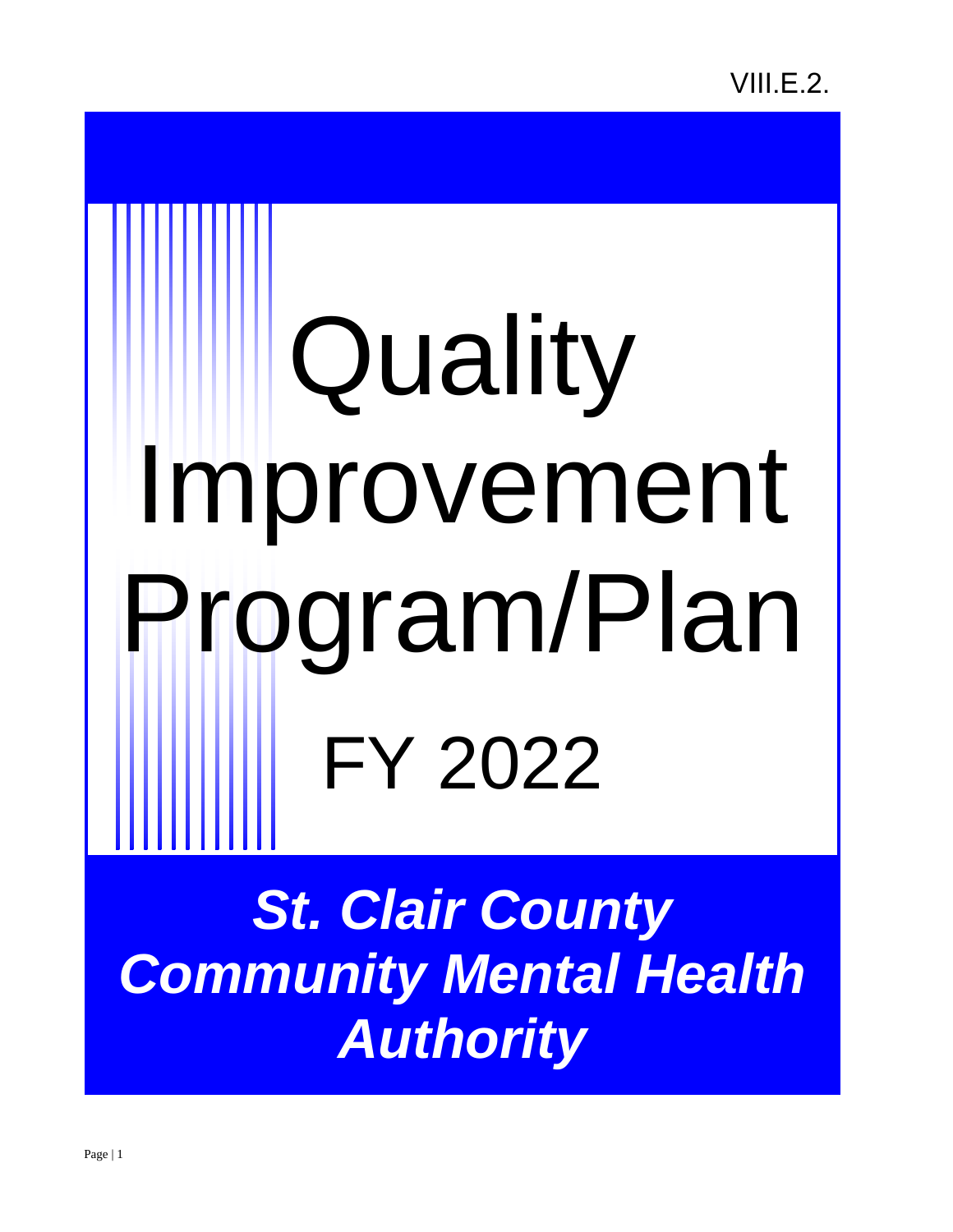VIII.E.2.

# Quality Improvement Program/Plan

# FY 2022

***St. Clair County Community Mental Health Authority***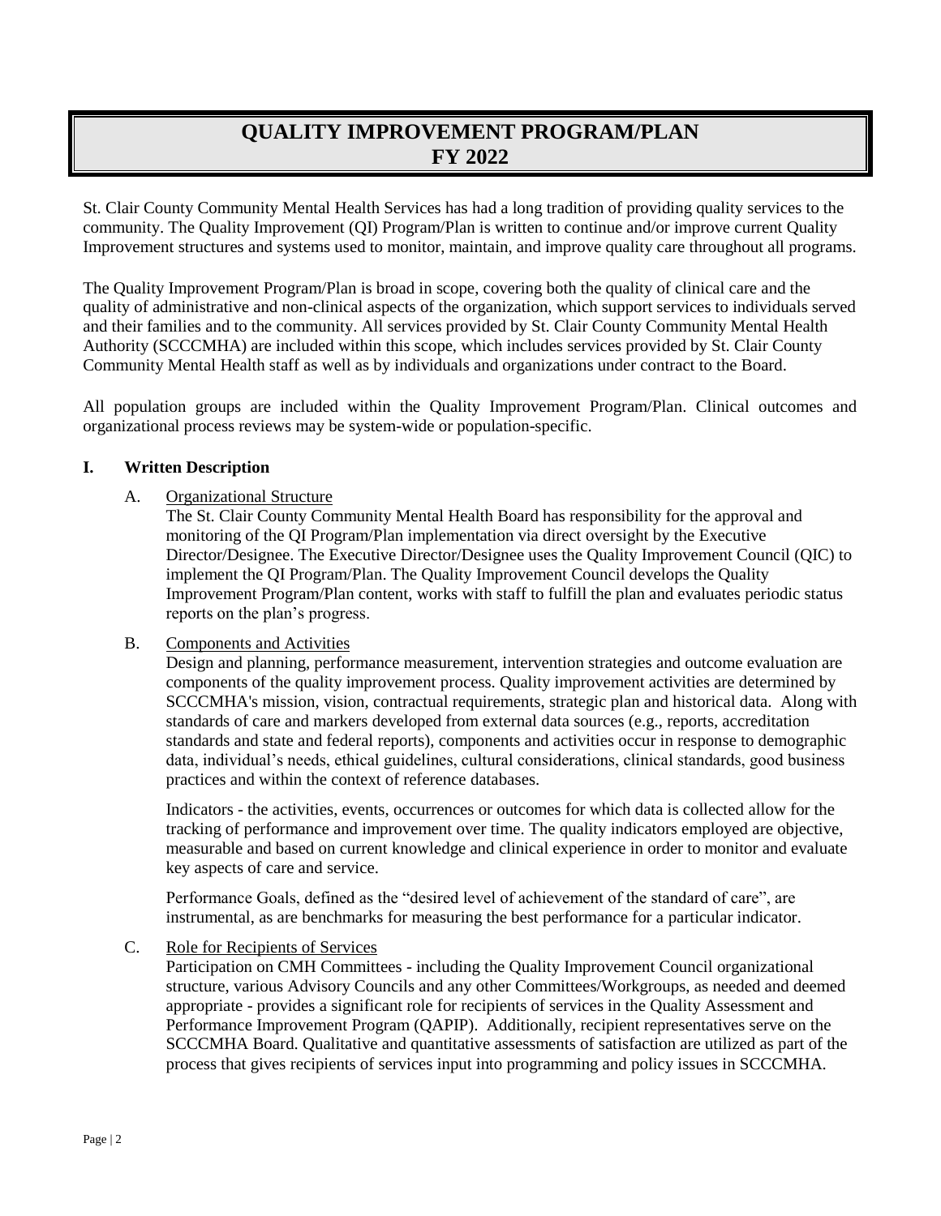# QUALITY IMPROVEMENT PROGRAM/PLAN
# FY 2022

St. Clair County Community Mental Health Services has had a long tradition of providing quality services to the community. The Quality Improvement (QI) Program/Plan is written to continue and/or improve current Quality Improvement structures and systems used to monitor, maintain, and improve quality care throughout all programs.

The Quality Improvement Program/Plan is broad in scope, covering both the quality of clinical care and the quality of administrative and non-clinical aspects of the organization, which support services to individuals served and their families and to the community. All services provided by St. Clair County Community Mental Health Authority (SCCCMHA) are included within this scope, which includes services provided by St. Clair County Community Mental Health staff as well as by individuals and organizations under contract to the Board.

All population groups are included within the Quality Improvement Program/Plan. Clinical outcomes and organizational process reviews may be system-wide or population-specific.

## I. Written Description

### A. Organizational Structure

The St. Clair County Community Mental Health Board has responsibility for the approval and monitoring of the QI Program/Plan implementation via direct oversight by the Executive Director/Designee. The Executive Director/Designee uses the Quality Improvement Council (QIC) to implement the QI Program/Plan. The Quality Improvement Council develops the Quality Improvement Program/Plan content, works with staff to fulfill the plan and evaluates periodic status reports on the plan's progress.

### B. Components and Activities

Design and planning, performance measurement, intervention strategies and outcome evaluation are components of the quality improvement process. Quality improvement activities are determined by SCCCMHA's mission, vision, contractual requirements, strategic plan and historical data. Along with standards of care and markers developed from external data sources (e.g., reports, accreditation standards and state and federal reports), components and activities occur in response to demographic data, individual's needs, ethical guidelines, cultural considerations, clinical standards, good business practices and within the context of reference databases.

Indicators - the activities, events, occurrences or outcomes for which data is collected allow for the tracking of performance and improvement over time. The quality indicators employed are objective, measurable and based on current knowledge and clinical experience in order to monitor and evaluate key aspects of care and service.

Performance Goals, defined as the "desired level of achievement of the standard of care", are instrumental, as are benchmarks for measuring the best performance for a particular indicator.

### C. Role for Recipients of Services

Participation on CMH Committees - including the Quality Improvement Council organizational structure, various Advisory Councils and any other Committees/Workgroups, as needed and deemed appropriate - provides a significant role for recipients of services in the Quality Assessment and Performance Improvement Program (QAPIP). Additionally, recipient representatives serve on the SCCCMHA Board. Qualitative and quantitative assessments of satisfaction are utilized as part of the process that gives recipients of services input into programming and policy issues in SCCCMHA.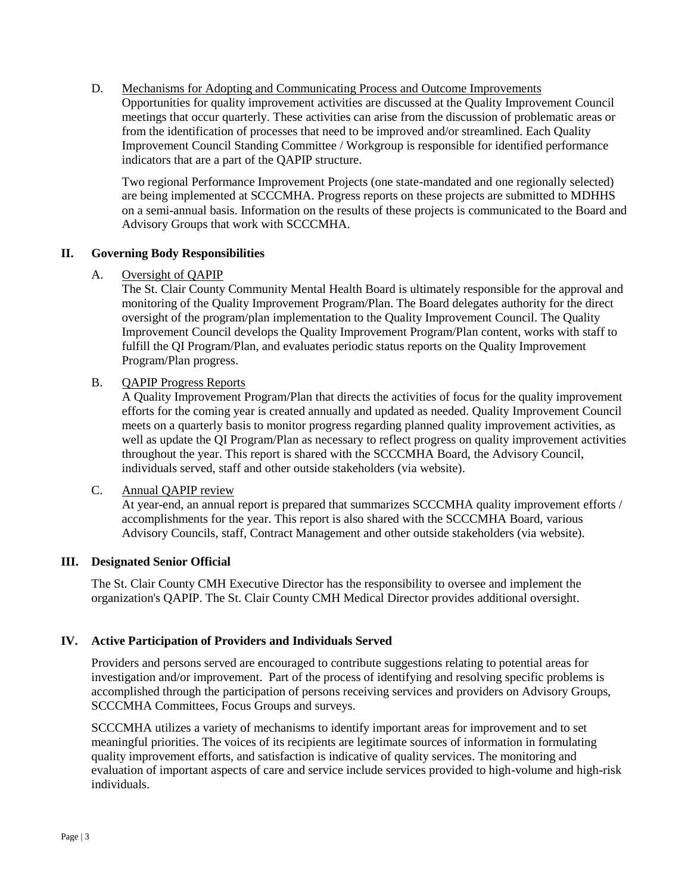D. Mechanisms for Adopting and Communicating Process and Outcome Improvements

Opportunities for quality improvement activities are discussed at the Quality Improvement Council meetings that occur quarterly. These activities can arise from the discussion of problematic areas or from the identification of processes that need to be improved and/or streamlined. Each Quality Improvement Council Standing Committee / Workgroup is responsible for identified performance indicators that are a part of the QAPIP structure.

Two regional Performance Improvement Projects (one state-mandated and one regionally selected) are being implemented at SCCCMHA. Progress reports on these projects are submitted to MDHHS on a semi-annual basis. Information on the results of these projects is communicated to the Board and Advisory Groups that work with SCCCMHA.

## II. Governing Body Responsibilities

A. Oversight of QAPIP

The St. Clair County Community Mental Health Board is ultimately responsible for the approval and monitoring of the Quality Improvement Program/Plan. The Board delegates authority for the direct oversight of the program/plan implementation to the Quality Improvement Council. The Quality Improvement Council develops the Quality Improvement Program/Plan content, works with staff to fulfill the QI Program/Plan, and evaluates periodic status reports on the Quality Improvement Program/Plan progress.

B. QAPIP Progress Reports

A Quality Improvement Program/Plan that directs the activities of focus for the quality improvement efforts for the coming year is created annually and updated as needed. Quality Improvement Council meets on a quarterly basis to monitor progress regarding planned quality improvement activities, as well as update the QI Program/Plan as necessary to reflect progress on quality improvement activities throughout the year. This report is shared with the SCCCMHA Board, the Advisory Council, individuals served, staff and other outside stakeholders (via website).

C. Annual QAPIP review

At year-end, an annual report is prepared that summarizes SCCCMHA quality improvement efforts / accomplishments for the year. This report is also shared with the SCCCMHA Board, various Advisory Councils, staff, Contract Management and other outside stakeholders (via website).

## III. Designated Senior Official

The St. Clair County CMH Executive Director has the responsibility to oversee and implement the organization's QAPIP. The St. Clair County CMH Medical Director provides additional oversight.

## IV. Active Participation of Providers and Individuals Served

Providers and persons served are encouraged to contribute suggestions relating to potential areas for investigation and/or improvement. Part of the process of identifying and resolving specific problems is accomplished through the participation of persons receiving services and providers on Advisory Groups, SCCCMHA Committees, Focus Groups and surveys.

SCCCMHA utilizes a variety of mechanisms to identify important areas for improvement and to set meaningful priorities. The voices of its recipients are legitimate sources of information in formulating quality improvement efforts, and satisfaction is indicative of quality services. The monitoring and evaluation of important aspects of care and service include services provided to high-volume and high-risk individuals.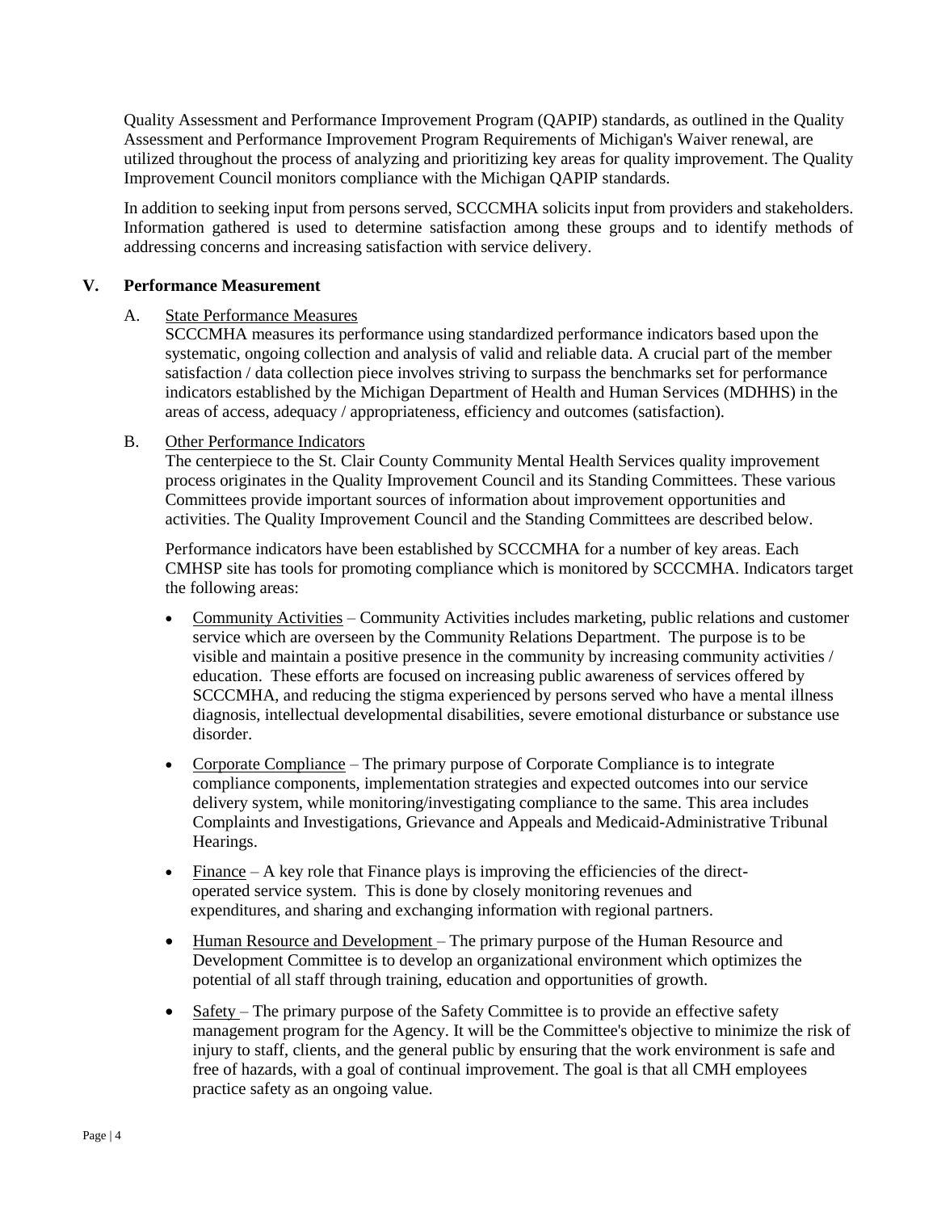Quality Assessment and Performance Improvement Program (QAPIP) standards, as outlined in the Quality Assessment and Performance Improvement Program Requirements of Michigan's Waiver renewal, are utilized throughout the process of analyzing and prioritizing key areas for quality improvement. The Quality Improvement Council monitors compliance with the Michigan QAPIP standards.

In addition to seeking input from persons served, SCCCMHA solicits input from providers and stakeholders. Information gathered is used to determine satisfaction among these groups and to identify methods of addressing concerns and increasing satisfaction with service delivery.

## V. Performance Measurement

### A. State Performance Measures

SCCCMHA measures its performance using standardized performance indicators based upon the systematic, ongoing collection and analysis of valid and reliable data. A crucial part of the member satisfaction / data collection piece involves striving to surpass the benchmarks set for performance indicators established by the Michigan Department of Health and Human Services (MDHHS) in the areas of access, adequacy / appropriateness, efficiency and outcomes (satisfaction).

### B. Other Performance Indicators

The centerpiece to the St. Clair County Community Mental Health Services quality improvement process originates in the Quality Improvement Council and its Standing Committees. These various Committees provide important sources of information about improvement opportunities and activities. The Quality Improvement Council and the Standing Committees are described below.

Performance indicators have been established by SCCCMHA for a number of key areas. Each CMHSP site has tools for promoting compliance which is monitored by SCCCMHA. Indicators target the following areas:

- Community Activities – Community Activities includes marketing, public relations and customer service which are overseen by the Community Relations Department. The purpose is to be visible and maintain a positive presence in the community by increasing community activities / education. These efforts are focused on increasing public awareness of services offered by SCCCMHA, and reducing the stigma experienced by persons served who have a mental illness diagnosis, intellectual developmental disabilities, severe emotional disturbance or substance use disorder.
- Corporate Compliance – The primary purpose of Corporate Compliance is to integrate compliance components, implementation strategies and expected outcomes into our service delivery system, while monitoring/investigating compliance to the same. This area includes Complaints and Investigations, Grievance and Appeals and Medicaid-Administrative Tribunal Hearings.
- Finance – A key role that Finance plays is improving the efficiencies of the direct-operated service system. This is done by closely monitoring revenues and expenditures, and sharing and exchanging information with regional partners.
- Human Resource and Development – The primary purpose of the Human Resource and Development Committee is to develop an organizational environment which optimizes the potential of all staff through training, education and opportunities of growth.
- Safety – The primary purpose of the Safety Committee is to provide an effective safety management program for the Agency. It will be the Committee's objective to minimize the risk of injury to staff, clients, and the general public by ensuring that the work environment is safe and free of hazards, with a goal of continual improvement. The goal is that all CMH employees practice safety as an ongoing value.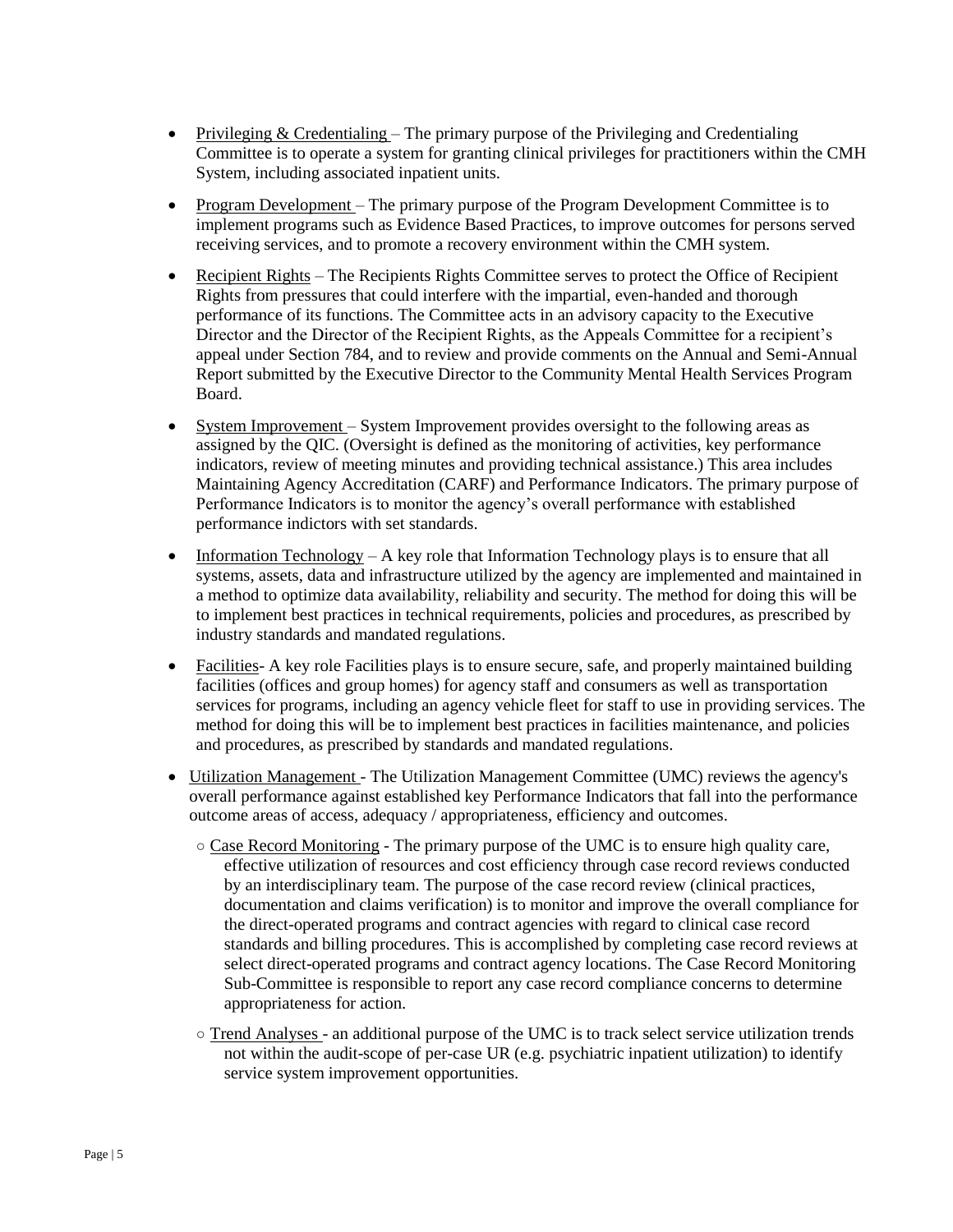- Privileging & Credentialing – The primary purpose of the Privileging and Credentialing Committee is to operate a system for granting clinical privileges for practitioners within the CMH System, including associated inpatient units.
- Program Development – The primary purpose of the Program Development Committee is to implement programs such as Evidence Based Practices, to improve outcomes for persons served receiving services, and to promote a recovery environment within the CMH system.
- Recipient Rights – The Recipients Rights Committee serves to protect the Office of Recipient Rights from pressures that could interfere with the impartial, even-handed and thorough performance of its functions. The Committee acts in an advisory capacity to the Executive Director and the Director of the Recipient Rights, as the Appeals Committee for a recipient's appeal under Section 784, and to review and provide comments on the Annual and Semi-Annual Report submitted by the Executive Director to the Community Mental Health Services Program Board.
- System Improvement – System Improvement provides oversight to the following areas as assigned by the QIC. (Oversight is defined as the monitoring of activities, key performance indicators, review of meeting minutes and providing technical assistance.) This area includes Maintaining Agency Accreditation (CARF) and Performance Indicators. The primary purpose of Performance Indicators is to monitor the agency's overall performance with established performance indictors with set standards.
- Information Technology – A key role that Information Technology plays is to ensure that all systems, assets, data and infrastructure utilized by the agency are implemented and maintained in a method to optimize data availability, reliability and security. The method for doing this will be to implement best practices in technical requirements, policies and procedures, as prescribed by industry standards and mandated regulations.
- Facilities- A key role Facilities plays is to ensure secure, safe, and properly maintained building facilities (offices and group homes) for agency staff and consumers as well as transportation services for programs, including an agency vehicle fleet for staff to use in providing services. The method for doing this will be to implement best practices in facilities maintenance, and policies and procedures, as prescribed by standards and mandated regulations.
- Utilization Management - The Utilization Management Committee (UMC) reviews the agency's overall performance against established key Performance Indicators that fall into the performance outcome areas of access, adequacy / appropriateness, efficiency and outcomes.
  - Case Record Monitoring - The primary purpose of the UMC is to ensure high quality care, effective utilization of resources and cost efficiency through case record reviews conducted by an interdisciplinary team. The purpose of the case record review (clinical practices, documentation and claims verification) is to monitor and improve the overall compliance for the direct-operated programs and contract agencies with regard to clinical case record standards and billing procedures. This is accomplished by completing case record reviews at select direct-operated programs and contract agency locations. The Case Record Monitoring Sub-Committee is responsible to report any case record compliance concerns to determine appropriateness for action.
  - Trend Analyses - an additional purpose of the UMC is to track select service utilization trends not within the audit-scope of per-case UR (e.g. psychiatric inpatient utilization) to identify service system improvement opportunities.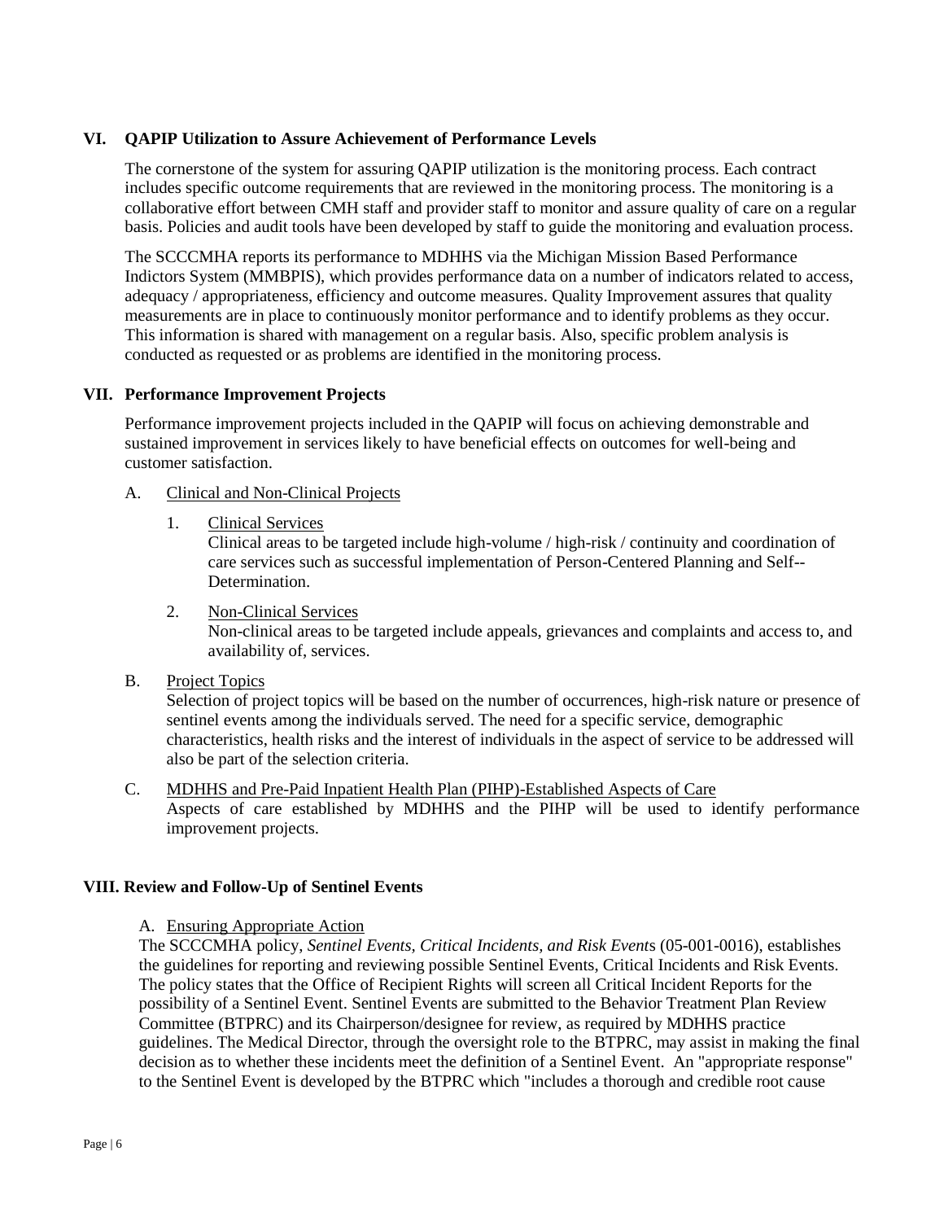## VI. QAPIP Utilization to Assure Achievement of Performance Levels

The cornerstone of the system for assuring QAPIP utilization is the monitoring process. Each contract includes specific outcome requirements that are reviewed in the monitoring process. The monitoring is a collaborative effort between CMH staff and provider staff to monitor and assure quality of care on a regular basis. Policies and audit tools have been developed by staff to guide the monitoring and evaluation process.

The SCCCMHA reports its performance to MDHHS via the Michigan Mission Based Performance Indictors System (MMBPIS), which provides performance data on a number of indicators related to access, adequacy / appropriateness, efficiency and outcome measures. Quality Improvement assures that quality measurements are in place to continuously monitor performance and to identify problems as they occur. This information is shared with management on a regular basis. Also, specific problem analysis is conducted as requested or as problems are identified in the monitoring process.

## VII. Performance Improvement Projects

Performance improvement projects included in the QAPIP will focus on achieving demonstrable and sustained improvement in services likely to have beneficial effects on outcomes for well-being and customer satisfaction.

A. Clinical and Non-Clinical Projects

1. Clinical Services
   Clinical areas to be targeted include high-volume / high-risk / continuity and coordination of care services such as successful implementation of Person-Centered Planning and Self--Determination.

2. Non-Clinical Services
   Non-clinical areas to be targeted include appeals, grievances and complaints and access to, and availability of, services.

B. Project Topics
Selection of project topics will be based on the number of occurrences, high-risk nature or presence of sentinel events among the individuals served. The need for a specific service, demographic characteristics, health risks and the interest of individuals in the aspect of service to be addressed will also be part of the selection criteria.

C. MDHHS and Pre-Paid Inpatient Health Plan (PIHP)-Established Aspects of Care
Aspects of care established by MDHHS and the PIHP will be used to identify performance improvement projects.

## VIII. Review and Follow-Up of Sentinel Events

A. Ensuring Appropriate Action
The SCCCMHA policy, *Sentinel Events, Critical Incidents, and Risk Events* (05-001-0016), establishes the guidelines for reporting and reviewing possible Sentinel Events, Critical Incidents and Risk Events. The policy states that the Office of Recipient Rights will screen all Critical Incident Reports for the possibility of a Sentinel Event. Sentinel Events are submitted to the Behavior Treatment Plan Review Committee (BTPRC) and its Chairperson/designee for review, as required by MDHHS practice guidelines. The Medical Director, through the oversight role to the BTPRC, may assist in making the final decision as to whether these incidents meet the definition of a Sentinel Event. An "appropriate response" to the Sentinel Event is developed by the BTPRC which "includes a thorough and credible root cause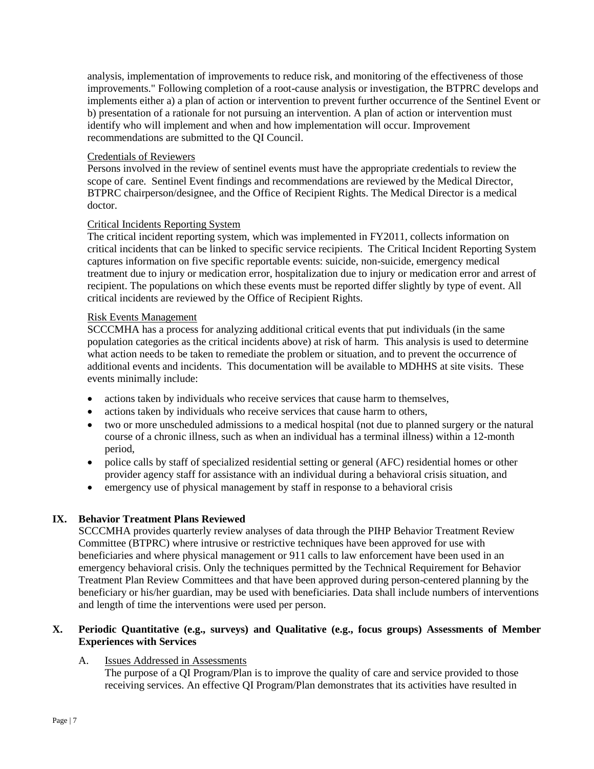analysis, implementation of improvements to reduce risk, and monitoring of the effectiveness of those improvements." Following completion of a root-cause analysis or investigation, the BTPRC develops and implements either a) a plan of action or intervention to prevent further occurrence of the Sentinel Event or b) presentation of a rationale for not pursuing an intervention. A plan of action or intervention must identify who will implement and when and how implementation will occur. Improvement recommendations are submitted to the QI Council.

<u>Credentials of Reviewers</u>

Persons involved in the review of sentinel events must have the appropriate credentials to review the scope of care. Sentinel Event findings and recommendations are reviewed by the Medical Director, BTPRC chairperson/designee, and the Office of Recipient Rights. The Medical Director is a medical doctor.

<u>Critical Incidents Reporting System</u>

The critical incident reporting system, which was implemented in FY2011, collects information on critical incidents that can be linked to specific service recipients. The Critical Incident Reporting System captures information on five specific reportable events: suicide, non-suicide, emergency medical treatment due to injury or medication error, hospitalization due to injury or medication error and arrest of recipient. The populations on which these events must be reported differ slightly by type of event. All critical incidents are reviewed by the Office of Recipient Rights.

<u>Risk Events Management</u>

SCCCMHA has a process for analyzing additional critical events that put individuals (in the same population categories as the critical incidents above) at risk of harm. This analysis is used to determine what action needs to be taken to remediate the problem or situation, and to prevent the occurrence of additional events and incidents. This documentation will be available to MDHHS at site visits. These events minimally include:

- actions taken by individuals who receive services that cause harm to themselves,
- actions taken by individuals who receive services that cause harm to others,
- two or more unscheduled admissions to a medical hospital (not due to planned surgery or the natural course of a chronic illness, such as when an individual has a terminal illness) within a 12-month period,
- police calls by staff of specialized residential setting or general (AFC) residential homes or other provider agency staff for assistance with an individual during a behavioral crisis situation, and
- emergency use of physical management by staff in response to a behavioral crisis

## IX. Behavior Treatment Plans Reviewed

SCCCMHA provides quarterly review analyses of data through the PIHP Behavior Treatment Review Committee (BTPRC) where intrusive or restrictive techniques have been approved for use with beneficiaries and where physical management or 911 calls to law enforcement have been used in an emergency behavioral crisis. Only the techniques permitted by the Technical Requirement for Behavior Treatment Plan Review Committees and that have been approved during person-centered planning by the beneficiary or his/her guardian, may be used with beneficiaries. Data shall include numbers of interventions and length of time the interventions were used per person.

## X. Periodic Quantitative (e.g., surveys) and Qualitative (e.g., focus groups) Assessments of Member Experiences with Services

A. <u>Issues Addressed in Assessments</u>

The purpose of a QI Program/Plan is to improve the quality of care and service provided to those receiving services. An effective QI Program/Plan demonstrates that its activities have resulted in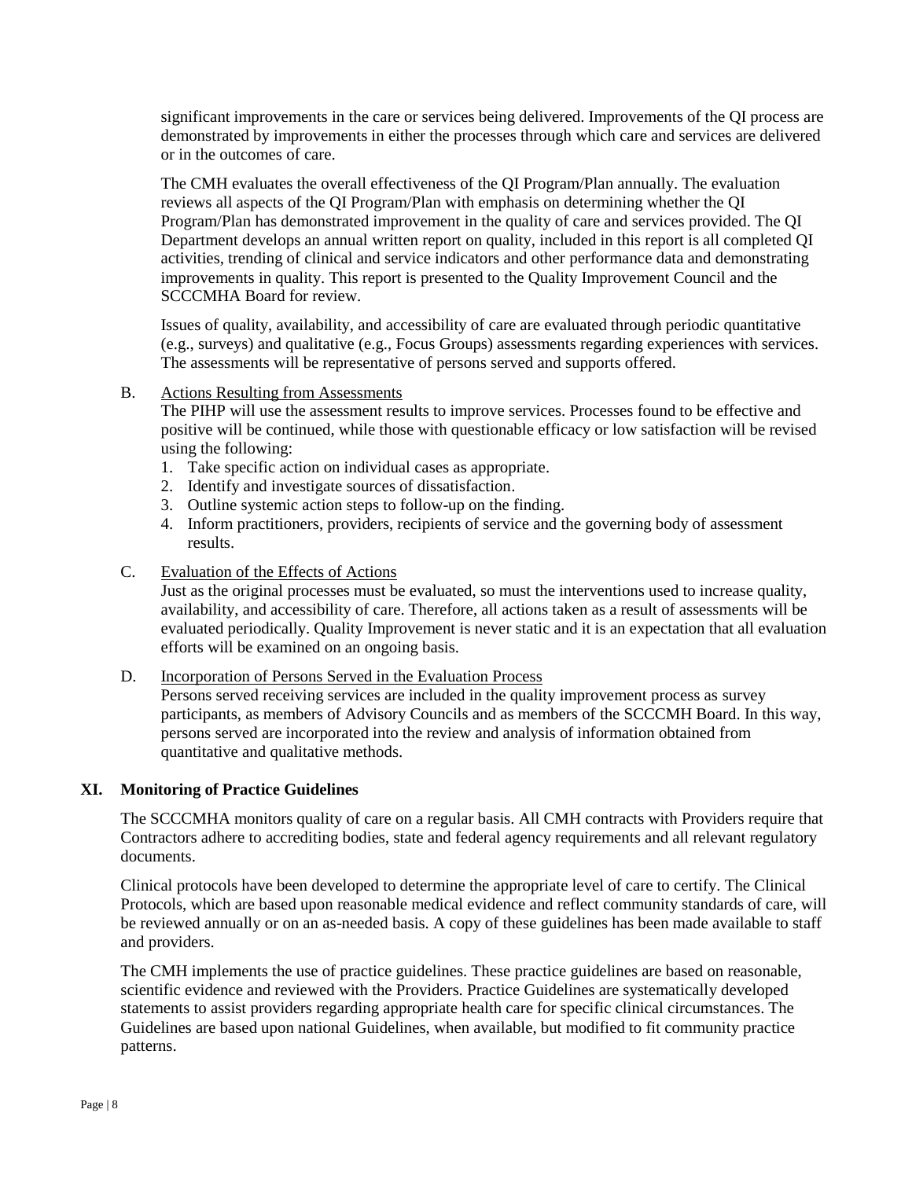significant improvements in the care or services being delivered. Improvements of the QI process are demonstrated by improvements in either the processes through which care and services are delivered or in the outcomes of care.

The CMH evaluates the overall effectiveness of the QI Program/Plan annually. The evaluation reviews all aspects of the QI Program/Plan with emphasis on determining whether the QI Program/Plan has demonstrated improvement in the quality of care and services provided. The QI Department develops an annual written report on quality, included in this report is all completed QI activities, trending of clinical and service indicators and other performance data and demonstrating improvements in quality. This report is presented to the Quality Improvement Council and the SCCCMHA Board for review.

Issues of quality, availability, and accessibility of care are evaluated through periodic quantitative (e.g., surveys) and qualitative (e.g., Focus Groups) assessments regarding experiences with services. The assessments will be representative of persons served and supports offered.

B. Actions Resulting from Assessments

The PIHP will use the assessment results to improve services. Processes found to be effective and positive will be continued, while those with questionable efficacy or low satisfaction will be revised using the following:

1. Take specific action on individual cases as appropriate.
2. Identify and investigate sources of dissatisfaction.
3. Outline systemic action steps to follow-up on the finding.
4. Inform practitioners, providers, recipients of service and the governing body of assessment results.

C. Evaluation of the Effects of Actions

Just as the original processes must be evaluated, so must the interventions used to increase quality, availability, and accessibility of care. Therefore, all actions taken as a result of assessments will be evaluated periodically. Quality Improvement is never static and it is an expectation that all evaluation efforts will be examined on an ongoing basis.

D. Incorporation of Persons Served in the Evaluation Process

Persons served receiving services are included in the quality improvement process as survey participants, as members of Advisory Councils and as members of the SCCCMH Board. In this way, persons served are incorporated into the review and analysis of information obtained from quantitative and qualitative methods.

## XI. Monitoring of Practice Guidelines

The SCCCMHA monitors quality of care on a regular basis. All CMH contracts with Providers require that Contractors adhere to accrediting bodies, state and federal agency requirements and all relevant regulatory documents.

Clinical protocols have been developed to determine the appropriate level of care to certify. The Clinical Protocols, which are based upon reasonable medical evidence and reflect community standards of care, will be reviewed annually or on an as-needed basis. A copy of these guidelines has been made available to staff and providers.

The CMH implements the use of practice guidelines. These practice guidelines are based on reasonable, scientific evidence and reviewed with the Providers. Practice Guidelines are systematically developed statements to assist providers regarding appropriate health care for specific clinical circumstances. The Guidelines are based upon national Guidelines, when available, but modified to fit community practice patterns.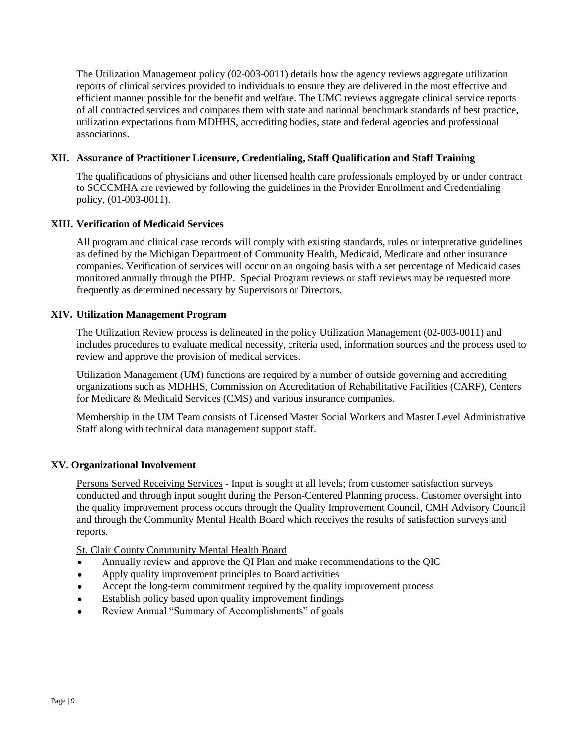The Utilization Management policy (02-003-0011) details how the agency reviews aggregate utilization reports of clinical services provided to individuals to ensure they are delivered in the most effective and efficient manner possible for the benefit and welfare. The UMC reviews aggregate clinical service reports of all contracted services and compares them with state and national benchmark standards of best practice, utilization expectations from MDHHS, accrediting bodies, state and federal agencies and professional associations.

## XII. Assurance of Practitioner Licensure, Credentialing, Staff Qualification and Staff Training

The qualifications of physicians and other licensed health care professionals employed by or under contract to SCCCMHA are reviewed by following the guidelines in the Provider Enrollment and Credentialing policy, (01-003-0011).

## XIII. Verification of Medicaid Services

All program and clinical case records will comply with existing standards, rules or interpretative guidelines as defined by the Michigan Department of Community Health, Medicaid, Medicare and other insurance companies. Verification of services will occur on an ongoing basis with a set percentage of Medicaid cases monitored annually through the PIHP. Special Program reviews or staff reviews may be requested more frequently as determined necessary by Supervisors or Directors.

## XIV. Utilization Management Program

The Utilization Review process is delineated in the policy Utilization Management (02-003-0011) and includes procedures to evaluate medical necessity, criteria used, information sources and the process used to review and approve the provision of medical services.

Utilization Management (UM) functions are required by a number of outside governing and accrediting organizations such as MDHHS, Commission on Accreditation of Rehabilitative Facilities (CARF), Centers for Medicare & Medicaid Services (CMS) and various insurance companies.

Membership in the UM Team consists of Licensed Master Social Workers and Master Level Administrative Staff along with technical data management support staff.

## XV. Organizational Involvement

Persons Served Receiving Services - Input is sought at all levels; from customer satisfaction surveys conducted and through input sought during the Person-Centered Planning process. Customer oversight into the quality improvement process occurs through the Quality Improvement Council, CMH Advisory Council and through the Community Mental Health Board which receives the results of satisfaction surveys and reports.

St. Clair County Community Mental Health Board

- Annually review and approve the QI Plan and make recommendations to the QIC
- Apply quality improvement principles to Board activities
- Accept the long-term commitment required by the quality improvement process
- Establish policy based upon quality improvement findings
- Review Annual "Summary of Accomplishments" of goals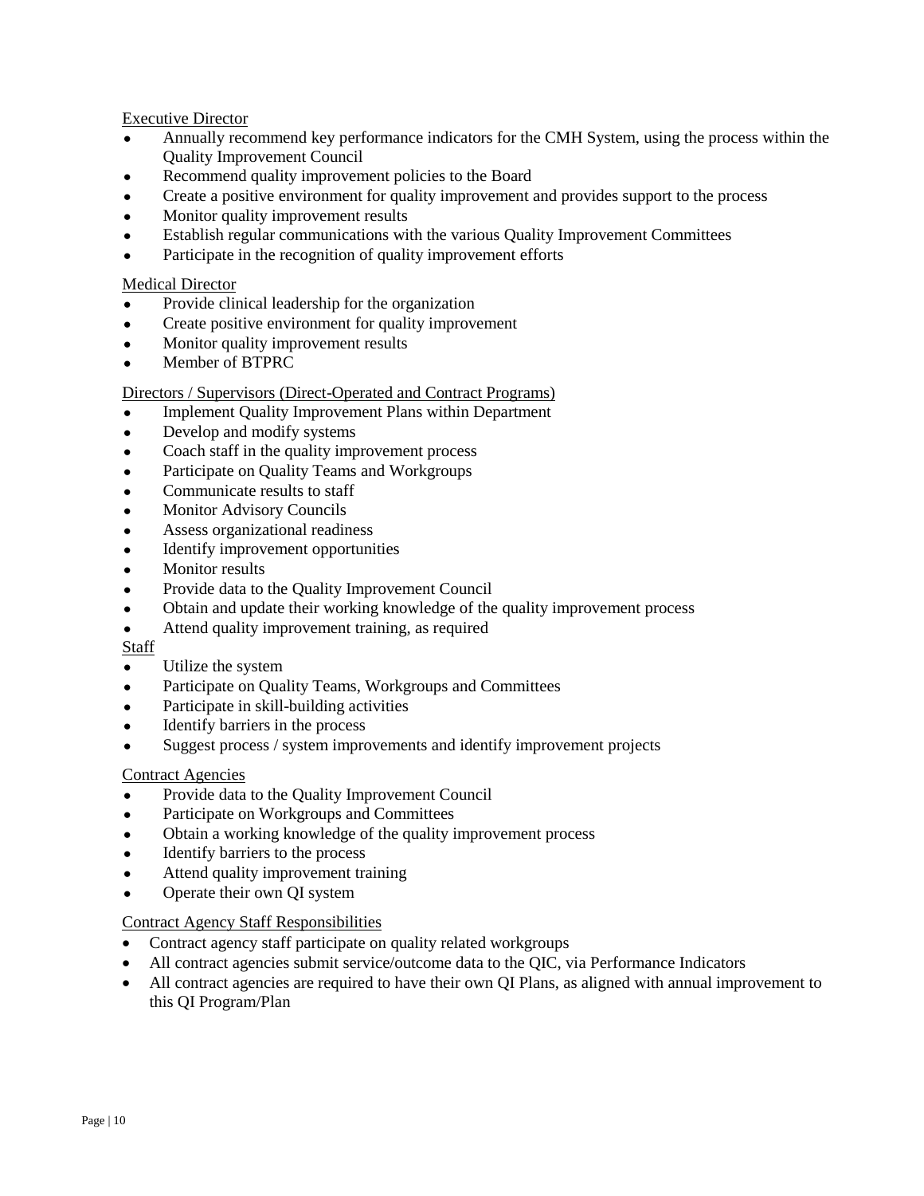Executive Director

- Annually recommend key performance indicators for the CMH System, using the process within the Quality Improvement Council
- Recommend quality improvement policies to the Board
- Create a positive environment for quality improvement and provides support to the process
- Monitor quality improvement results
- Establish regular communications with the various Quality Improvement Committees
- Participate in the recognition of quality improvement efforts

Medical Director

- Provide clinical leadership for the organization
- Create positive environment for quality improvement
- Monitor quality improvement results
- Member of BTPRC

Directors / Supervisors (Direct-Operated and Contract Programs)

- Implement Quality Improvement Plans within Department
- Develop and modify systems
- Coach staff in the quality improvement process
- Participate on Quality Teams and Workgroups
- Communicate results to staff
- Monitor Advisory Councils
- Assess organizational readiness
- Identify improvement opportunities
- Monitor results
- Provide data to the Quality Improvement Council
- Obtain and update their working knowledge of the quality improvement process
- Attend quality improvement training, as required

Staff

- Utilize the system
- Participate on Quality Teams, Workgroups and Committees
- Participate in skill-building activities
- Identify barriers in the process
- Suggest process / system improvements and identify improvement projects

Contract Agencies

- Provide data to the Quality Improvement Council
- Participate on Workgroups and Committees
- Obtain a working knowledge of the quality improvement process
- Identify barriers to the process
- Attend quality improvement training
- Operate their own QI system

Contract Agency Staff Responsibilities

- Contract agency staff participate on quality related workgroups
- All contract agencies submit service/outcome data to the QIC, via Performance Indicators
- All contract agencies are required to have their own QI Plans, as aligned with annual improvement to this QI Program/Plan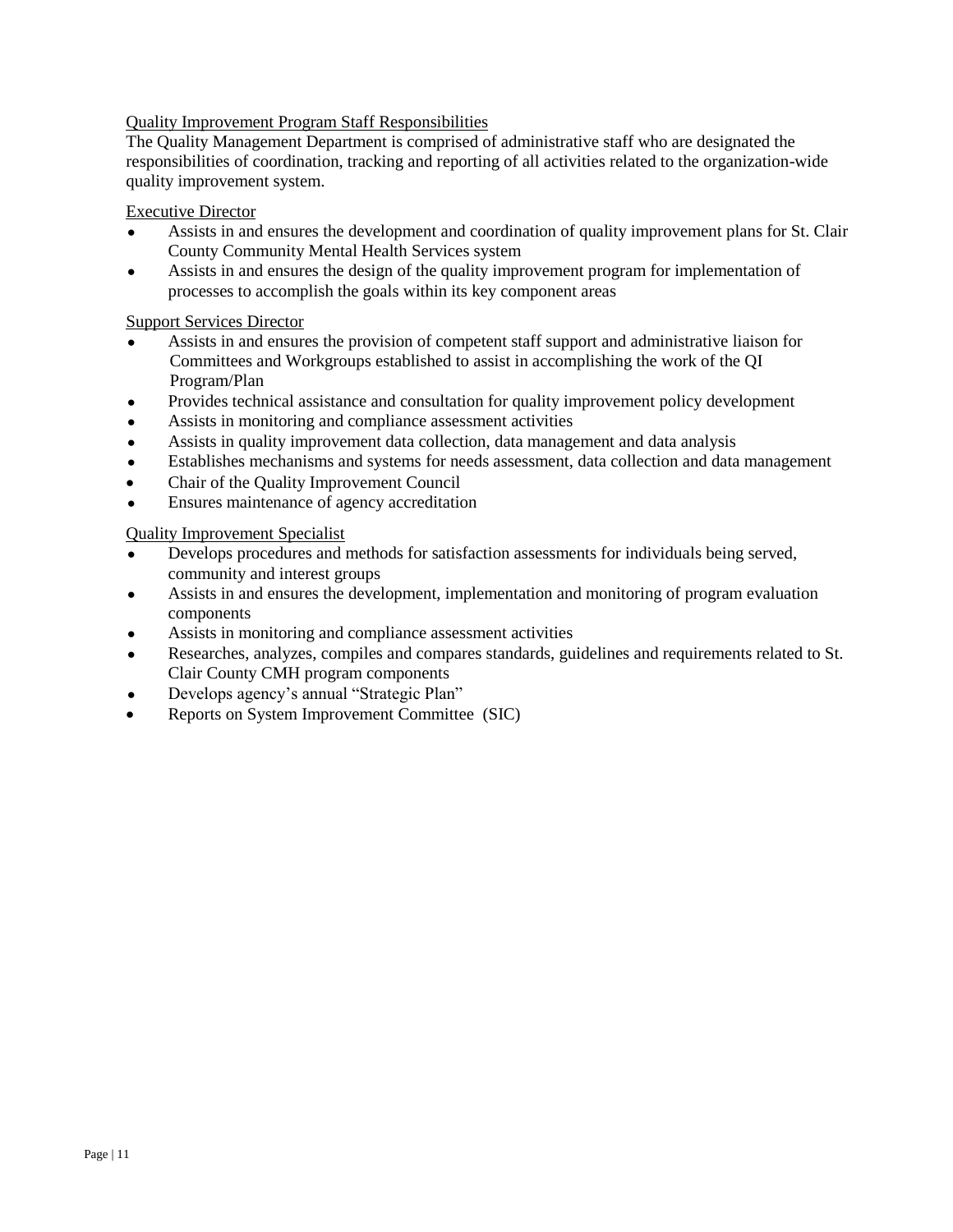Quality Improvement Program Staff Responsibilities

The Quality Management Department is comprised of administrative staff who are designated the responsibilities of coordination, tracking and reporting of all activities related to the organization-wide quality improvement system.

Executive Director

- Assists in and ensures the development and coordination of quality improvement plans for St. Clair County Community Mental Health Services system
- Assists in and ensures the design of the quality improvement program for implementation of processes to accomplish the goals within its key component areas

Support Services Director

- Assists in and ensures the provision of competent staff support and administrative liaison for Committees and Workgroups established to assist in accomplishing the work of the QI Program/Plan
- Provides technical assistance and consultation for quality improvement policy development
- Assists in monitoring and compliance assessment activities
- Assists in quality improvement data collection, data management and data analysis
- Establishes mechanisms and systems for needs assessment, data collection and data management
- Chair of the Quality Improvement Council
- Ensures maintenance of agency accreditation

Quality Improvement Specialist

- Develops procedures and methods for satisfaction assessments for individuals being served, community and interest groups
- Assists in and ensures the development, implementation and monitoring of program evaluation components
- Assists in monitoring and compliance assessment activities
- Researches, analyzes, compiles and compares standards, guidelines and requirements related to St. Clair County CMH program components
- Develops agency's annual "Strategic Plan"
- Reports on System Improvement Committee (SIC)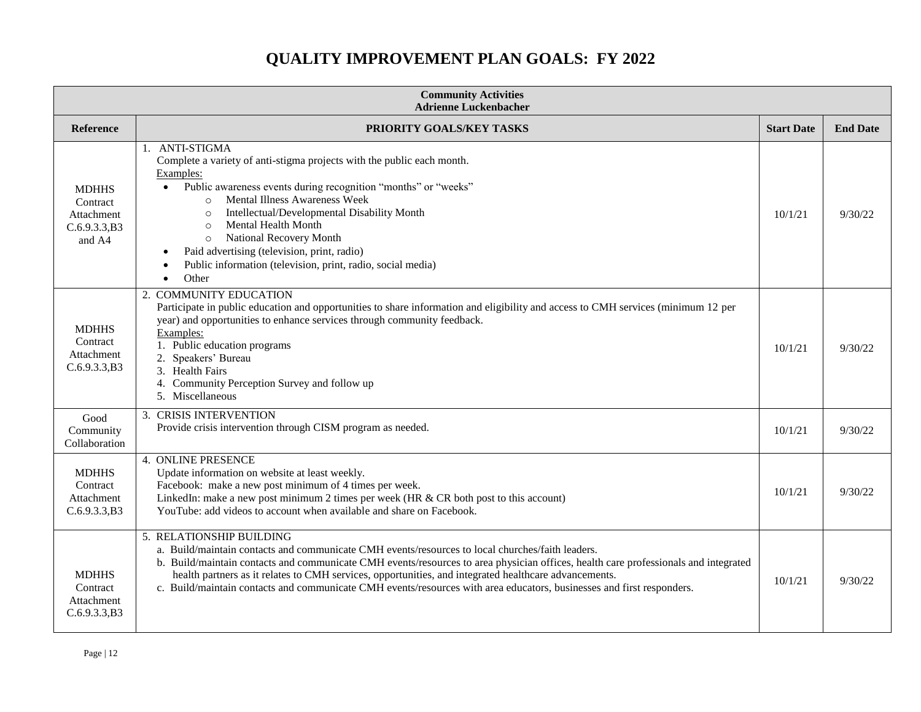# QUALITY IMPROVEMENT PLAN GOALS: FY 2022

| **Community Activities<br>Adrienne Luckenbacher** | | | |
|---|---|---|---|
| **Reference** | **PRIORITY GOALS/KEY TASKS** | **Start Date** | **End Date** |
| MDHHS Contract Attachment C.6.9.3.3,B3 and A4 | 1. ANTI-STIGMA<br>Complete a variety of anti-stigma projects with the public each month.<br>Examples:<br>• Public awareness events during recognition "months" or "weeks"<br>  ○ Mental Illness Awareness Week<br>  ○ Intellectual/Developmental Disability Month<br>  ○ Mental Health Month<br>  ○ National Recovery Month<br>• Paid advertising (television, print, radio)<br>• Public information (television, print, radio, social media)<br>• Other | 10/1/21 | 9/30/22 |
| MDHHS Contract Attachment C.6.9.3.3,B3 | 2. COMMUNITY EDUCATION<br>Participate in public education and opportunities to share information and eligibility and access to CMH services (minimum 12 per year) and opportunities to enhance services through community feedback.<br>Examples:<br>1. Public education programs<br>2. Speakers' Bureau<br>3. Health Fairs<br>4. Community Perception Survey and follow up<br>5. Miscellaneous | 10/1/21 | 9/30/22 |
| Good Community Collaboration | 3. CRISIS INTERVENTION<br>Provide crisis intervention through CISM program as needed. | 10/1/21 | 9/30/22 |
| MDHHS Contract Attachment C.6.9.3.3,B3 | 4. ONLINE PRESENCE<br>Update information on website at least weekly.<br>Facebook: make a new post minimum of 4 times per week.<br>LinkedIn: make a new post minimum 2 times per week (HR & CR both post to this account)<br>YouTube: add videos to account when available and share on Facebook. | 10/1/21 | 9/30/22 |
| MDHHS Contract Attachment C.6.9.3.3,B3 | 5. RELATIONSHIP BUILDING<br>a. Build/maintain contacts and communicate CMH events/resources to local churches/faith leaders.<br>b. Build/maintain contacts and communicate CMH events/resources to area physician offices, health care professionals and integrated health partners as it relates to CMH services, opportunities, and integrated healthcare advancements.<br>c. Build/maintain contacts and communicate CMH events/resources with area educators, businesses and first responders. | 10/1/21 | 9/30/22 |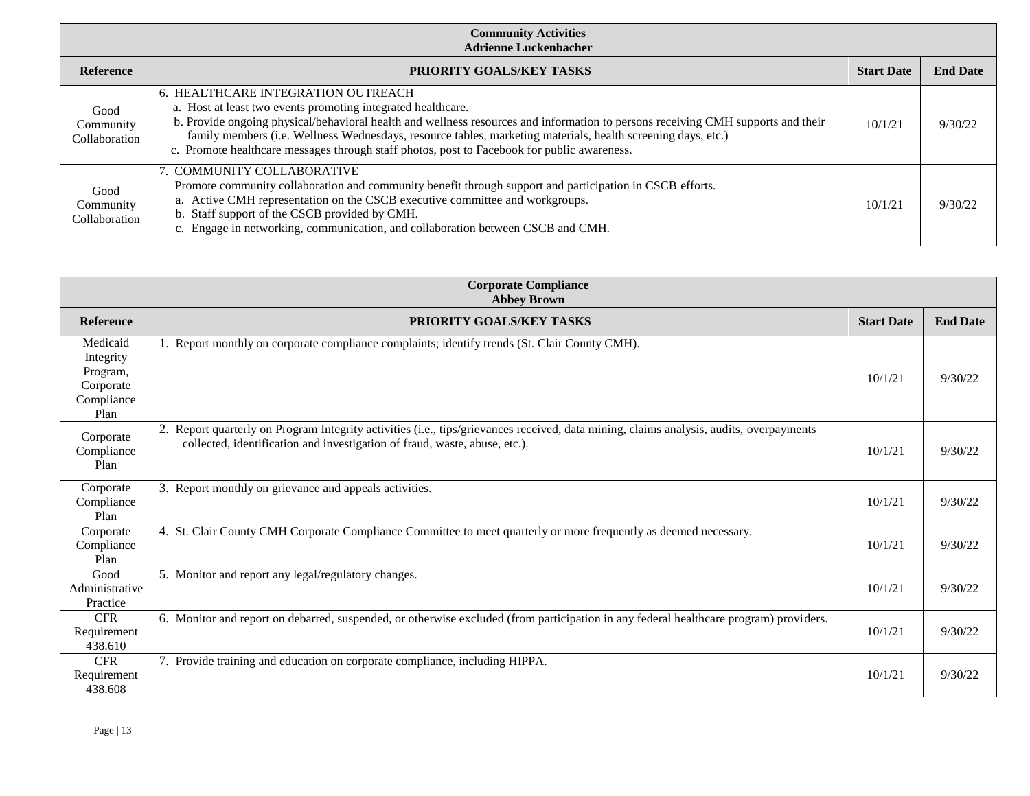| Community Activities<br>Adrienne Luckenbacher | | | |
|---|---|---|---|
| **Reference** | **PRIORITY GOALS/KEY TASKS** | **Start Date** | **End Date** |
| Good Community Collaboration | 6. HEALTHCARE INTEGRATION OUTREACH<br>a. Host at least two events promoting integrated healthcare.<br>b. Provide ongoing physical/behavioral health and wellness resources and information to persons receiving CMH supports and their family members (i.e. Wellness Wednesdays, resource tables, marketing materials, health screening days, etc.)<br>c. Promote healthcare messages through staff photos, post to Facebook for public awareness. | 10/1/21 | 9/30/22 |
| Good Community Collaboration | 7. COMMUNITY COLLABORATIVE<br>Promote community collaboration and community benefit through support and participation in CSCB efforts.<br>a. Active CMH representation on the CSCB executive committee and workgroups.<br>b. Staff support of the CSCB provided by CMH.<br>c. Engage in networking, communication, and collaboration between CSCB and CMH. | 10/1/21 | 9/30/22 |

| Corporate Compliance<br>Abbey Brown | | | |
|---|---|---|---|
| **Reference** | **PRIORITY GOALS/KEY TASKS** | **Start Date** | **End Date** |
| Medicaid Integrity Program, Corporate Compliance Plan | 1. Report monthly on corporate compliance complaints; identify trends (St. Clair County CMH). | 10/1/21 | 9/30/22 |
| Corporate Compliance Plan | 2. Report quarterly on Program Integrity activities (i.e., tips/grievances received, data mining, claims analysis, audits, overpayments collected, identification and investigation of fraud, waste, abuse, etc.). | 10/1/21 | 9/30/22 |
| Corporate Compliance Plan | 3. Report monthly on grievance and appeals activities. | 10/1/21 | 9/30/22 |
| Corporate Compliance Plan | 4. St. Clair County CMH Corporate Compliance Committee to meet quarterly or more frequently as deemed necessary. | 10/1/21 | 9/30/22 |
| Good Administrative Practice | 5. Monitor and report any legal/regulatory changes. | 10/1/21 | 9/30/22 |
| CFR Requirement 438.610 | 6. Monitor and report on debarred, suspended, or otherwise excluded (from participation in any federal healthcare program) providers. | 10/1/21 | 9/30/22 |
| CFR Requirement 438.608 | 7. Provide training and education on corporate compliance, including HIPPA. | 10/1/21 | 9/30/22 |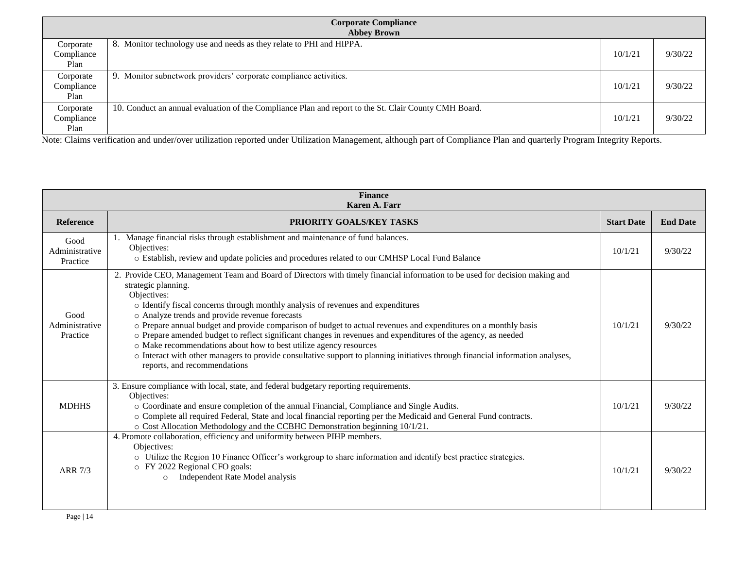| Corporate Compliance<br>Abbey Brown | | | |
|---|---|---|---|
| Corporate Compliance Plan | 8. Monitor technology use and needs as they relate to PHI and HIPPA. | 10/1/21 | 9/30/22 |
| Corporate Compliance Plan | 9. Monitor subnetwork providers' corporate compliance activities. | 10/1/21 | 9/30/22 |
| Corporate Compliance Plan | 10. Conduct an annual evaluation of the Compliance Plan and report to the St. Clair County CMH Board. | 10/1/21 | 9/30/22 |

Note: Claims verification and under/over utilization reported under Utilization Management, although part of Compliance Plan and quarterly Program Integrity Reports.

| Finance<br>Karen A. Farr | | | |
|---|---|---|---|
| **Reference** | **PRIORITY GOALS/KEY TASKS** | **Start Date** | **End Date** |
| Good Administrative Practice | 1. Manage financial risks through establishment and maintenance of fund balances.<br>Objectives:<br>○ Establish, review and update policies and procedures related to our CMHSP Local Fund Balance | 10/1/21 | 9/30/22 |
| Good Administrative Practice | 2. Provide CEO, Management Team and Board of Directors with timely financial information to be used for decision making and strategic planning.<br>Objectives:<br>○ Identify fiscal concerns through monthly analysis of revenues and expenditures<br>○ Analyze trends and provide revenue forecasts<br>○ Prepare annual budget and provide comparison of budget to actual revenues and expenditures on a monthly basis<br>○ Prepare amended budget to reflect significant changes in revenues and expenditures of the agency, as needed<br>○ Make recommendations about how to best utilize agency resources<br>○ Interact with other managers to provide consultative support to planning initiatives through financial information analyses, reports, and recommendations | 10/1/21 | 9/30/22 |
| MDHHS | 3. Ensure compliance with local, state, and federal budgetary reporting requirements.<br>Objectives:<br>○ Coordinate and ensure completion of the annual Financial, Compliance and Single Audits.<br>○ Complete all required Federal, State and local financial reporting per the Medicaid and General Fund contracts.<br>○ Cost Allocation Methodology and the CCBHC Demonstration beginning 10/1/21. | 10/1/21 | 9/30/22 |
| ARR 7/3 | 4. Promote collaboration, efficiency and uniformity between PIHP members.<br>Objectives:<br>○ Utilize the Region 10 Finance Officer's workgroup to share information and identify best practice strategies.<br>○ FY 2022 Regional CFO goals:<br>&nbsp;&nbsp;&nbsp;&nbsp;○ Independent Rate Model analysis | 10/1/21 | 9/30/22 |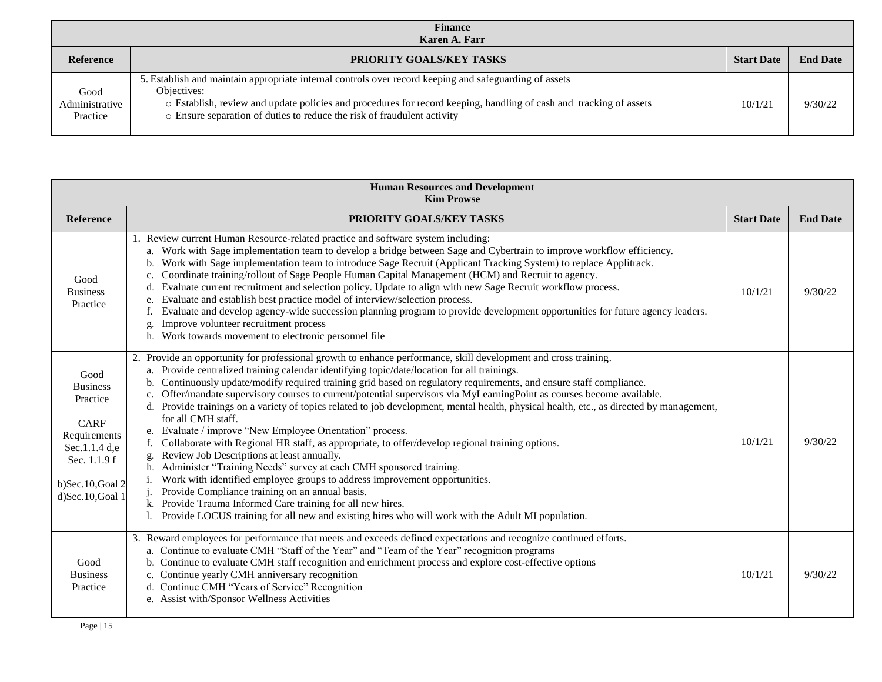| Finance<br>Karen A. Farr | | | |
|---|---|---|---|
| **Reference** | **PRIORITY GOALS/KEY TASKS** | **Start Date** | **End Date** |
| Good Administrative Practice | 5. Establish and maintain appropriate internal controls over record keeping and safeguarding of assets<br>Objectives:<br>○ Establish, review and update policies and procedures for record keeping, handling of cash and tracking of assets<br>○ Ensure separation of duties to reduce the risk of fraudulent activity | 10/1/21 | 9/30/22 |

| Human Resources and Development<br>Kim Prowse | | | |
|---|---|---|---|
| **Reference** | **PRIORITY GOALS/KEY TASKS** | **Start Date** | **End Date** |
| Good Business Practice | 1. Review current Human Resource-related practice and software system including:<br>a. Work with Sage implementation team to develop a bridge between Sage and Cybertrain to improve workflow efficiency.<br>b. Work with Sage implementation team to introduce Sage Recruit (Applicant Tracking System) to replace Applitrack.<br>c. Coordinate training/rollout of Sage People Human Capital Management (HCM) and Recruit to agency.<br>d. Evaluate current recruitment and selection policy. Update to align with new Sage Recruit workflow process.<br>e. Evaluate and establish best practice model of interview/selection process.<br>f. Evaluate and develop agency-wide succession planning program to provide development opportunities for future agency leaders.<br>g. Improve volunteer recruitment process<br>h. Work towards movement to electronic personnel file | 10/1/21 | 9/30/22 |
| Good Business Practice<br><br>CARF Requirements Sec.1.1.4 d,e Sec. 1.1.9 f<br><br>b)Sec.10,Goal 2<br>d)Sec.10,Goal 1 | 2. Provide an opportunity for professional growth to enhance performance, skill development and cross training.<br>a. Provide centralized training calendar identifying topic/date/location for all trainings.<br>b. Continuously update/modify required training grid based on regulatory requirements, and ensure staff compliance.<br>c. Offer/mandate supervisory courses to current/potential supervisors via MyLearningPoint as courses become available.<br>d. Provide trainings on a variety of topics related to job development, mental health, physical health, etc., as directed by management, for all CMH staff.<br>e. Evaluate / improve "New Employee Orientation" process.<br>f. Collaborate with Regional HR staff, as appropriate, to offer/develop regional training options.<br>g. Review Job Descriptions at least annually.<br>h. Administer "Training Needs" survey at each CMH sponsored training.<br>i. Work with identified employee groups to address improvement opportunities.<br>j. Provide Compliance training on an annual basis.<br>k. Provide Trauma Informed Care training for all new hires.<br>l. Provide LOCUS training for all new and existing hires who will work with the Adult MI population. | 10/1/21 | 9/30/22 |
| Good Business Practice | 3. Reward employees for performance that meets and exceeds defined expectations and recognize continued efforts.<br>a. Continue to evaluate CMH "Staff of the Year" and "Team of the Year" recognition programs<br>b. Continue to evaluate CMH staff recognition and enrichment process and explore cost-effective options<br>c. Continue yearly CMH anniversary recognition<br>d. Continue CMH "Years of Service" Recognition<br>e. Assist with/Sponsor Wellness Activities | 10/1/21 | 9/30/22 |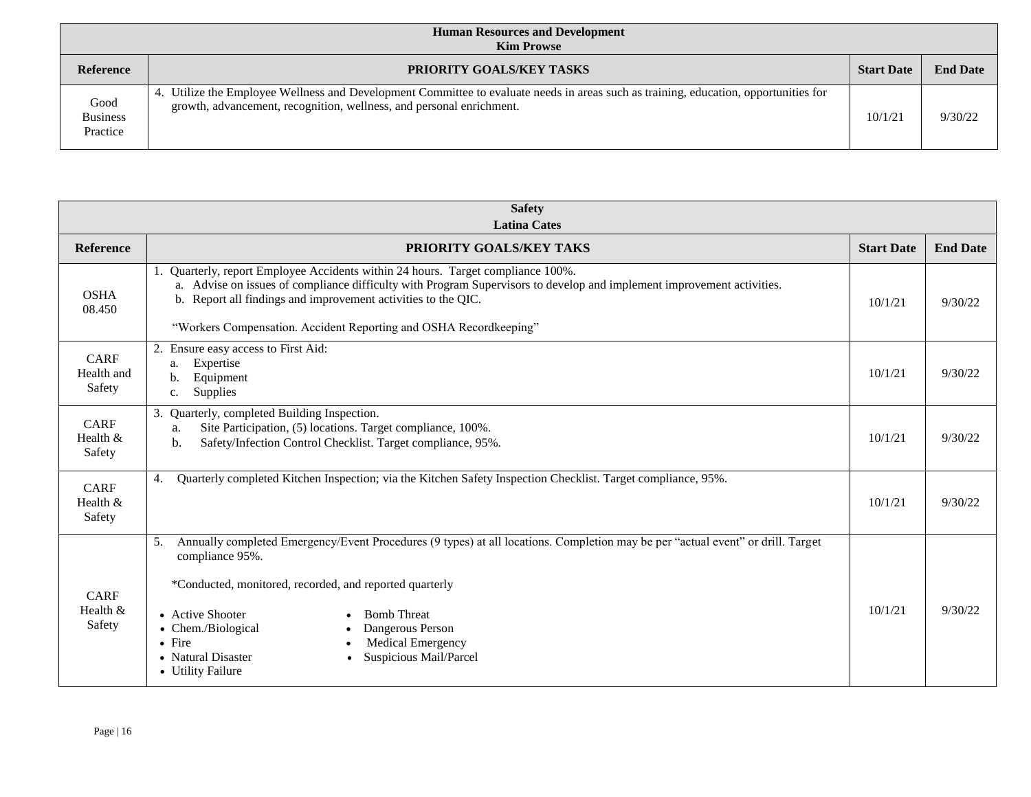| Human Resources and Development<br>Kim Prowse | | | |
|---|---|---|---|
| **Reference** | **PRIORITY GOALS/KEY TASKS** | **Start Date** | **End Date** |
| Good Business Practice | 4. Utilize the Employee Wellness and Development Committee to evaluate needs in areas such as training, education, opportunities for growth, advancement, recognition, wellness, and personal enrichment. | 10/1/21 | 9/30/22 |

| Safety<br>Latina Cates | | | |
|---|---|---|---|
| **Reference** | **PRIORITY GOALS/KEY TAKS** | **Start Date** | **End Date** |
| OSHA 08.450 | 1. Quarterly, report Employee Accidents within 24 hours. Target compliance 100%.<br>a. Advise on issues of compliance difficulty with Program Supervisors to develop and implement improvement activities.<br>b. Report all findings and improvement activities to the QIC.<br><br>"Workers Compensation. Accident Reporting and OSHA Recordkeeping" | 10/1/21 | 9/30/22 |
| CARF Health and Safety | 2. Ensure easy access to First Aid:<br>a. Expertise<br>b. Equipment<br>c. Supplies | 10/1/21 | 9/30/22 |
| CARF Health & Safety | 3. Quarterly, completed Building Inspection.<br>a. Site Participation, (5) locations. Target compliance, 100%.<br>b. Safety/Infection Control Checklist. Target compliance, 95%. | 10/1/21 | 9/30/22 |
| CARF Health & Safety | 4. Quarterly completed Kitchen Inspection; via the Kitchen Safety Inspection Checklist. Target compliance, 95%. | 10/1/21 | 9/30/22 |
| CARF Health & Safety | 5. Annually completed Emergency/Event Procedures (9 types) at all locations. Completion may be per "actual event" or drill. Target compliance 95%.<br><br>*Conducted, monitored, recorded, and reported quarterly<br><br>• Active Shooter<br>• Chem./Biological<br>• Fire<br>• Natural Disaster<br>• Utility Failure<br>• Bomb Threat<br>• Dangerous Person<br>• Medical Emergency<br>• Suspicious Mail/Parcel | 10/1/21 | 9/30/22 |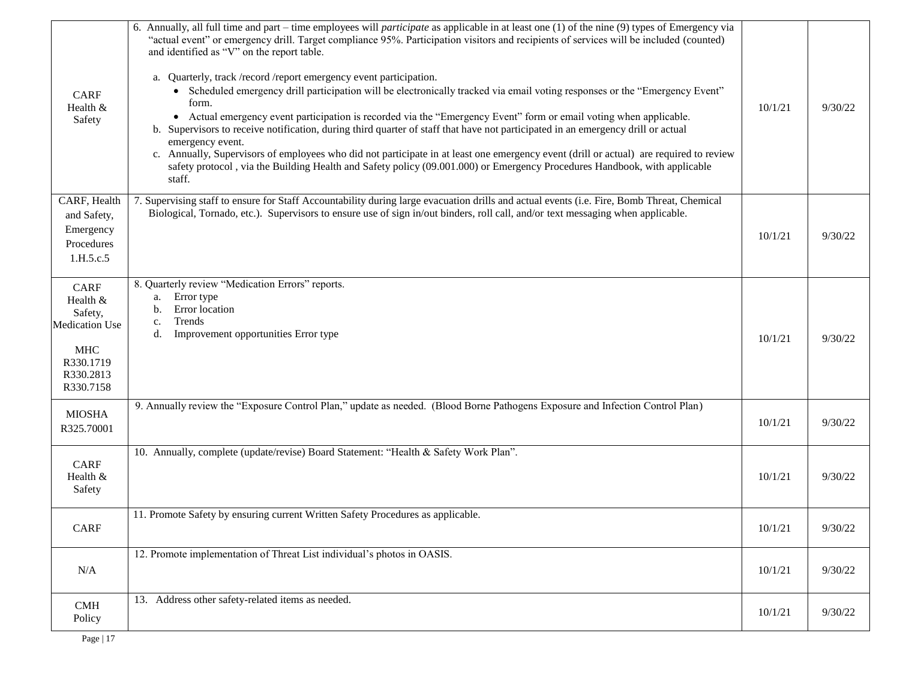| | | | |
|---|---|---|---|
| CARF Health & Safety | 6. Annually, all full time and part – time employees will *participate* as applicable in at least one (1) of the nine (9) types of Emergency via "actual event" or emergency drill. Target compliance 95%. Participation visitors and recipients of services will be included (counted) and identified as "V" on the report table.<br><br>a. Quarterly, track /record /report emergency event participation.<br>• Scheduled emergency drill participation will be electronically tracked via email voting responses or the "Emergency Event" form.<br>• Actual emergency event participation is recorded via the "Emergency Event" form or email voting when applicable.<br>b. Supervisors to receive notification, during third quarter of staff that have not participated in an emergency drill or actual emergency event.<br>c. Annually, Supervisors of employees who did not participate in at least one emergency event (drill or actual) are required to review safety protocol , via the Building Health and Safety policy (09.001.000) or Emergency Procedures Handbook, with applicable staff. | 10/1/21 | 9/30/22 |
| CARF, Health and Safety, Emergency Procedures 1.H.5.c.5 | 7. Supervising staff to ensure for Staff Accountability during large evacuation drills and actual events (i.e. Fire, Bomb Threat, Chemical Biological, Tornado, etc.). Supervisors to ensure use of sign in/out binders, roll call, and/or text messaging when applicable. | 10/1/21 | 9/30/22 |
| CARF Health & Safety, Medication Use<br><br>MHC R330.1719 R330.2813 R330.7158 | 8. Quarterly review "Medication Errors" reports.<br>a. Error type<br>b. Error location<br>c. Trends<br>d. Improvement opportunities Error type | 10/1/21 | 9/30/22 |
| MIOSHA R325.70001 | 9. Annually review the "Exposure Control Plan," update as needed. (Blood Borne Pathogens Exposure and Infection Control Plan) | 10/1/21 | 9/30/22 |
| CARF Health & Safety | 10. Annually, complete (update/revise) Board Statement: "Health & Safety Work Plan". | 10/1/21 | 9/30/22 |
| CARF | 11. Promote Safety by ensuring current Written Safety Procedures as applicable. | 10/1/21 | 9/30/22 |
| N/A | 12. Promote implementation of Threat List individual's photos in OASIS. | 10/1/21 | 9/30/22 |
| CMH Policy | 13. Address other safety-related items as needed. | 10/1/21 | 9/30/22 |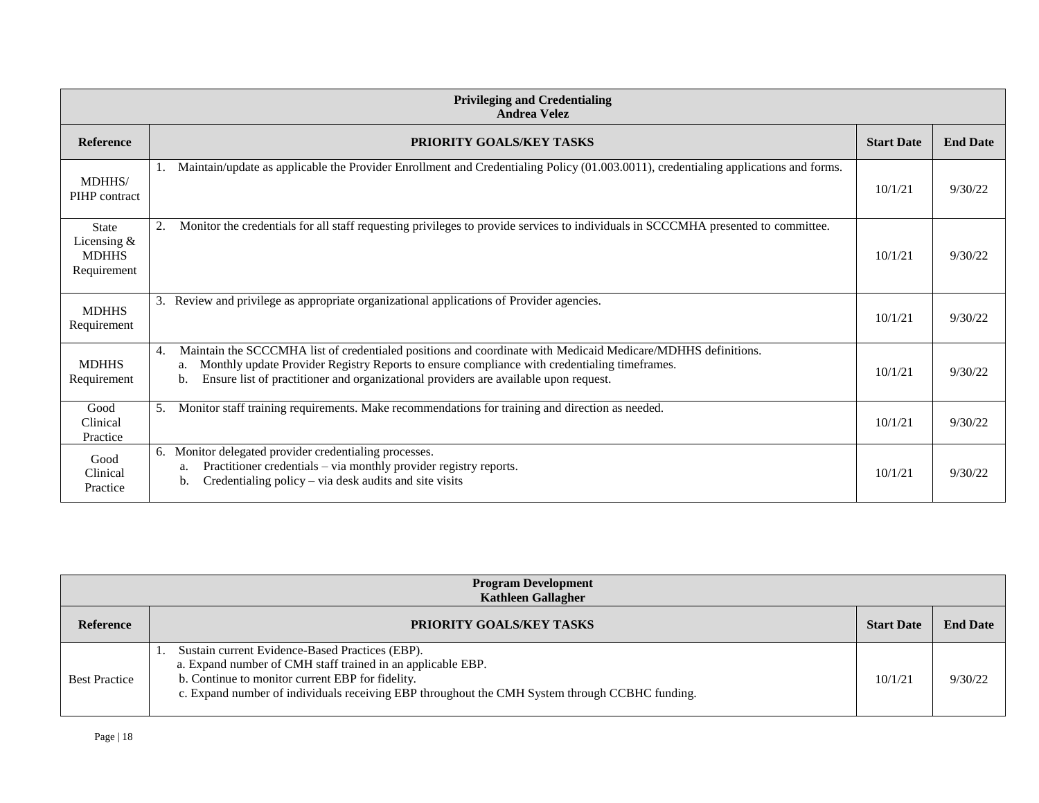| Privileging and Credentialing<br>Andrea Velez | | | |
|---|---|---|---|
| **Reference** | **PRIORITY GOALS/KEY TASKS** | **Start Date** | **End Date** |
| MDHHS/ PIHP contract | 1. Maintain/update as applicable the Provider Enrollment and Credentialing Policy (01.003.0011), credentialing applications and forms. | 10/1/21 | 9/30/22 |
| State Licensing & MDHHS Requirement | 2. Monitor the credentials for all staff requesting privileges to provide services to individuals in SCCCMHA presented to committee. | 10/1/21 | 9/30/22 |
| MDHHS Requirement | 3. Review and privilege as appropriate organizational applications of Provider agencies. | 10/1/21 | 9/30/22 |
| MDHHS Requirement | 4. Maintain the SCCCMHA list of credentialed positions and coordinate with Medicaid Medicare/MDHHS definitions.<br>a. Monthly update Provider Registry Reports to ensure compliance with credentialing timeframes.<br>b. Ensure list of practitioner and organizational providers are available upon request. | 10/1/21 | 9/30/22 |
| Good Clinical Practice | 5. Monitor staff training requirements. Make recommendations for training and direction as needed. | 10/1/21 | 9/30/22 |
| Good Clinical Practice | 6. Monitor delegated provider credentialing processes.<br>a. Practitioner credentials – via monthly provider registry reports.<br>b. Credentialing policy – via desk audits and site visits | 10/1/21 | 9/30/22 |

| Program Development<br>Kathleen Gallagher | | | |
|---|---|---|---|
| **Reference** | **PRIORITY GOALS/KEY TASKS** | **Start Date** | **End Date** |
| Best Practice | 1. Sustain current Evidence-Based Practices (EBP).<br>a. Expand number of CMH staff trained in an applicable EBP.<br>b. Continue to monitor current EBP for fidelity.<br>c. Expand number of individuals receiving EBP throughout the CMH System through CCBHC funding. | 10/1/21 | 9/30/22 |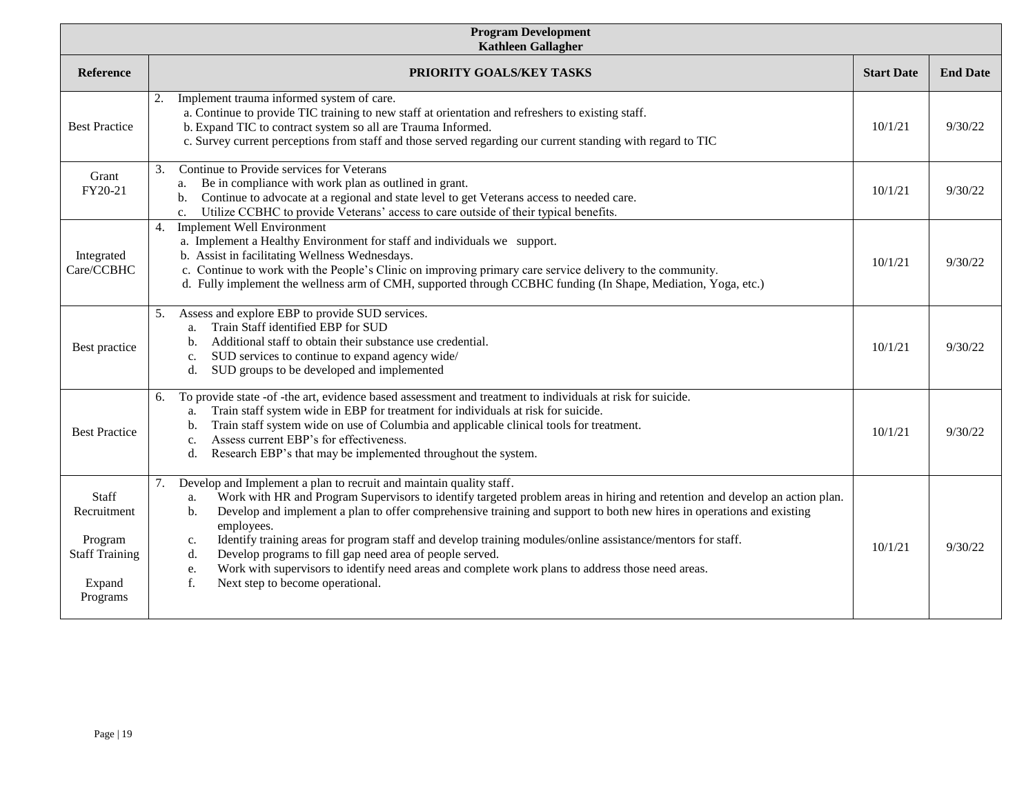| Program Development<br>Kathleen Gallagher | | | |
|---|---|---|---|
| **Reference** | **PRIORITY GOALS/KEY TASKS** | **Start Date** | **End Date** |
| Best Practice | 2. Implement trauma informed system of care.<br>a. Continue to provide TIC training to new staff at orientation and refreshers to existing staff.<br>b. Expand TIC to contract system so all are Trauma Informed.<br>c. Survey current perceptions from staff and those served regarding our current standing with regard to TIC | 10/1/21 | 9/30/22 |
| Grant FY20-21 | 3. Continue to Provide services for Veterans<br>a. Be in compliance with work plan as outlined in grant.<br>b. Continue to advocate at a regional and state level to get Veterans access to needed care.<br>c. Utilize CCBHC to provide Veterans' access to care outside of their typical benefits. | 10/1/21 | 9/30/22 |
| Integrated Care/CCBHC | 4. Implement Well Environment<br>a. Implement a Healthy Environment for staff and individuals we support.<br>b. Assist in facilitating Wellness Wednesdays.<br>c. Continue to work with the People's Clinic on improving primary care service delivery to the community.<br>d. Fully implement the wellness arm of CMH, supported through CCBHC funding (In Shape, Mediation, Yoga, etc.) | 10/1/21 | 9/30/22 |
| Best practice | 5. Assess and explore EBP to provide SUD services.<br>a. Train Staff identified EBP for SUD<br>b. Additional staff to obtain their substance use credential.<br>c. SUD services to continue to expand agency wide/<br>d. SUD groups to be developed and implemented | 10/1/21 | 9/30/22 |
| Best Practice | 6. To provide state -of -the art, evidence based assessment and treatment to individuals at risk for suicide.<br>a. Train staff system wide in EBP for treatment for individuals at risk for suicide.<br>b. Train staff system wide on use of Columbia and applicable clinical tools for treatment.<br>c. Assess current EBP's for effectiveness.<br>d. Research EBP's that may be implemented throughout the system. | 10/1/21 | 9/30/22 |
| Staff Recruitment<br><br>Program Staff Training<br><br>Expand Programs | 7. Develop and Implement a plan to recruit and maintain quality staff.<br>a. Work with HR and Program Supervisors to identify targeted problem areas in hiring and retention and develop an action plan.<br>b. Develop and implement a plan to offer comprehensive training and support to both new hires in operations and existing employees.<br>c. Identify training areas for program staff and develop training modules/online assistance/mentors for staff.<br>d. Develop programs to fill gap need area of people served.<br>e. Work with supervisors to identify need areas and complete work plans to address those need areas.<br>f. Next step to become operational. | 10/1/21 | 9/30/22 |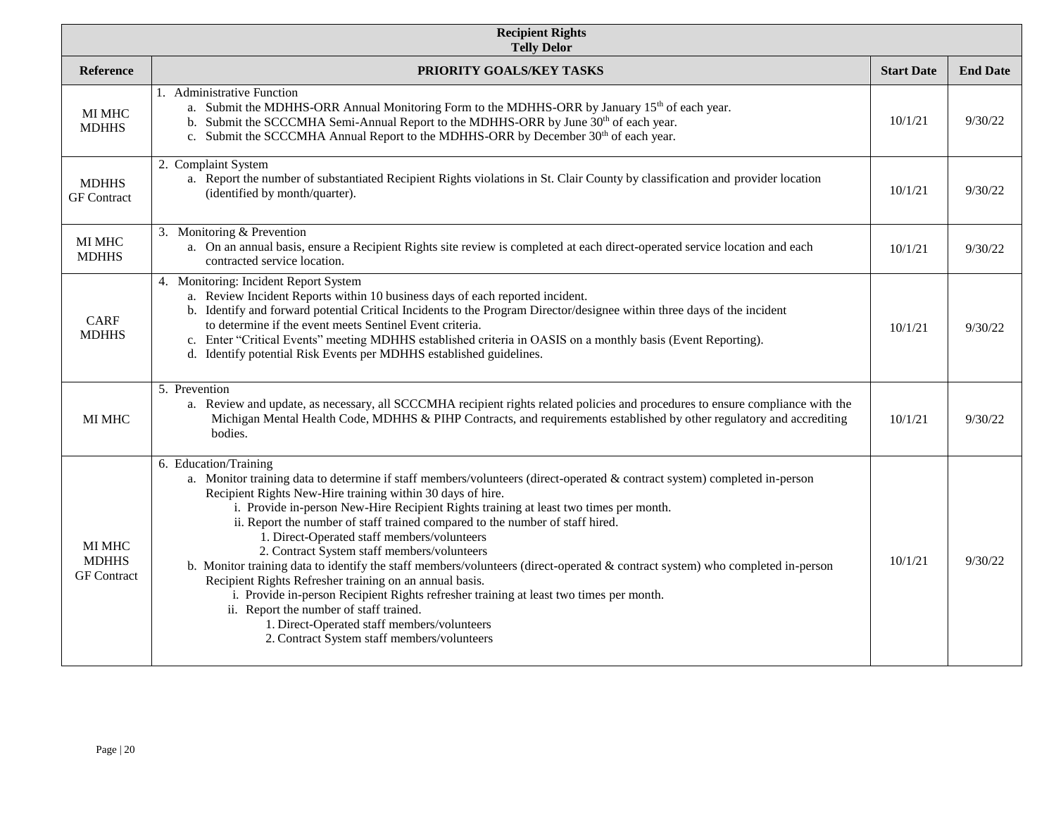| Recipient Rights<br>Telly Delor | | | |
|---|---|---|---|
| **Reference** | **PRIORITY GOALS/KEY TASKS** | **Start Date** | **End Date** |
| MI MHC<br>MDHHS | 1. Administrative Function<br>a. Submit the MDHHS-ORR Annual Monitoring Form to the MDHHS-ORR by January 15th of each year.<br>b. Submit the SCCCMHA Semi-Annual Report to the MDHHS-ORR by June 30th of each year.<br>c. Submit the SCCCMHA Annual Report to the MDHHS-ORR by December 30th of each year. | 10/1/21 | 9/30/22 |
| MDHHS<br>GF Contract | 2. Complaint System<br>a. Report the number of substantiated Recipient Rights violations in St. Clair County by classification and provider location (identified by month/quarter). | 10/1/21 | 9/30/22 |
| MI MHC<br>MDHHS | 3. Monitoring & Prevention<br>a. On an annual basis, ensure a Recipient Rights site review is completed at each direct-operated service location and each contracted service location. | 10/1/21 | 9/30/22 |
| CARF<br>MDHHS | 4. Monitoring: Incident Report System<br>a. Review Incident Reports within 10 business days of each reported incident.<br>b. Identify and forward potential Critical Incidents to the Program Director/designee within three days of the incident to determine if the event meets Sentinel Event criteria.<br>c. Enter "Critical Events" meeting MDHHS established criteria in OASIS on a monthly basis (Event Reporting).<br>d. Identify potential Risk Events per MDHHS established guidelines. | 10/1/21 | 9/30/22 |
| MI MHC | 5. Prevention<br>a. Review and update, as necessary, all SCCCMHA recipient rights related policies and procedures to ensure compliance with the Michigan Mental Health Code, MDHHS & PIHP Contracts, and requirements established by other regulatory and accrediting bodies. | 10/1/21 | 9/30/22 |
| MI MHC<br>MDHHS<br>GF Contract | 6. Education/Training<br>a. Monitor training data to determine if staff members/volunteers (direct-operated & contract system) completed in-person Recipient Rights New-Hire training within 30 days of hire.<br>i. Provide in-person New-Hire Recipient Rights training at least two times per month.<br>ii. Report the number of staff trained compared to the number of staff hired.<br>1. Direct-Operated staff members/volunteers<br>2. Contract System staff members/volunteers<br>b. Monitor training data to identify the staff members/volunteers (direct-operated & contract system) who completed in-person Recipient Rights Refresher training on an annual basis.<br>i. Provide in-person Recipient Rights refresher training at least two times per month.<br>ii. Report the number of staff trained.<br>1. Direct-Operated staff members/volunteers<br>2. Contract System staff members/volunteers | 10/1/21 | 9/30/22 |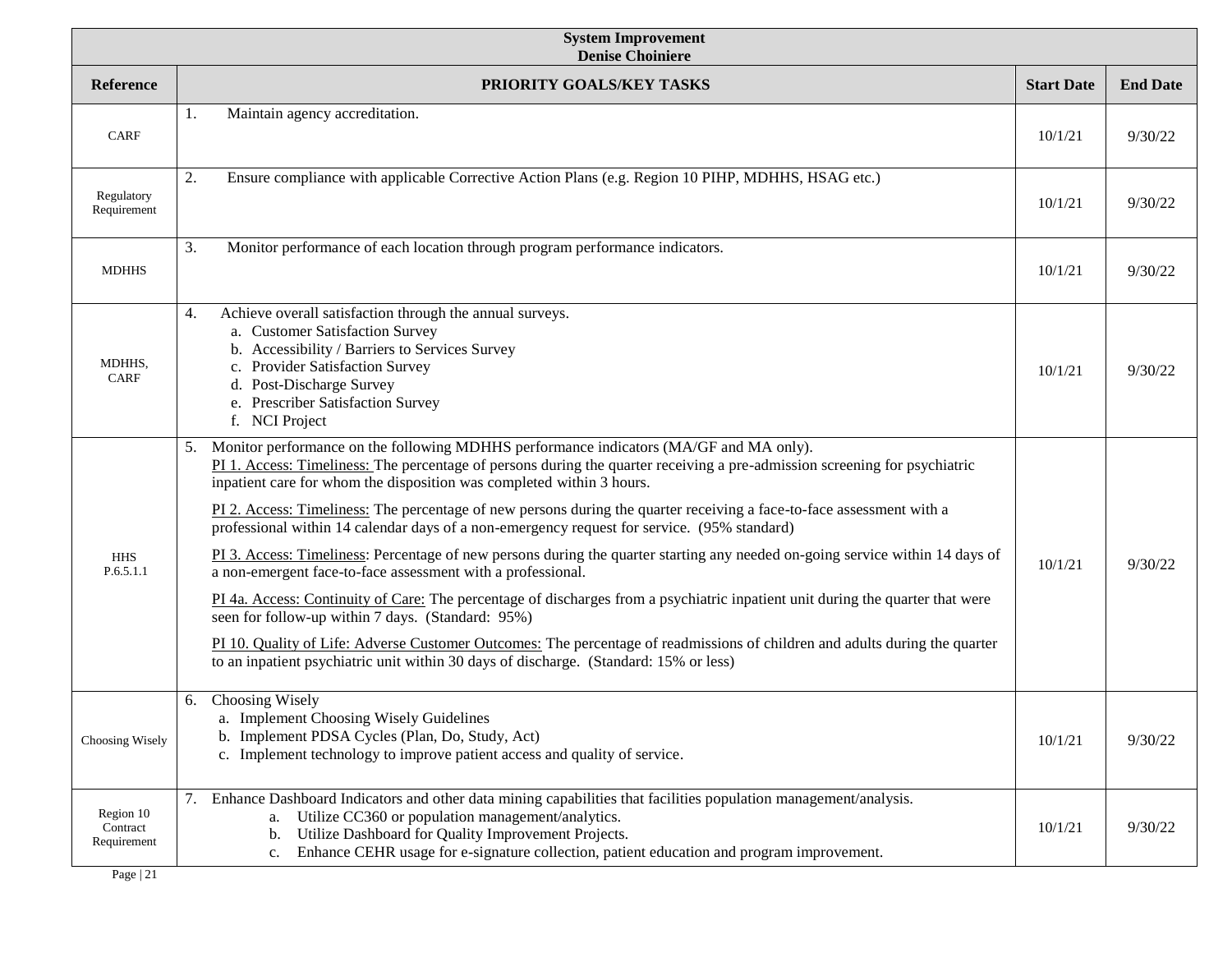| System Improvement<br>Denise Choiniere | | | |
|---|---|---|---|
| **Reference** | **PRIORITY GOALS/KEY TASKS** | **Start Date** | **End Date** |
| CARF | 1. Maintain agency accreditation. | 10/1/21 | 9/30/22 |
| Regulatory Requirement | 2. Ensure compliance with applicable Corrective Action Plans (e.g. Region 10 PIHP, MDHHS, HSAG etc.) | 10/1/21 | 9/30/22 |
| MDHHS | 3. Monitor performance of each location through program performance indicators. | 10/1/21 | 9/30/22 |
| MDHHS, CARF | 4. Achieve overall satisfaction through the annual surveys.<br>a. Customer Satisfaction Survey<br>b. Accessibility / Barriers to Services Survey<br>c. Provider Satisfaction Survey<br>d. Post-Discharge Survey<br>e. Prescriber Satisfaction Survey<br>f. NCI Project | 10/1/21 | 9/30/22 |
| HHS P.6.5.1.1 | 5. Monitor performance on the following MDHHS performance indicators (MA/GF and MA only).<br><u>PI 1. Access: Timeliness:</u> The percentage of persons during the quarter receiving a pre-admission screening for psychiatric inpatient care for whom the disposition was completed within 3 hours.<br><u>PI 2. Access: Timeliness:</u> The percentage of new persons during the quarter receiving a face-to-face assessment with a professional within 14 calendar days of a non-emergency request for service. (95% standard)<br><u>PI 3. Access: Timeliness</u>: Percentage of new persons during the quarter starting any needed on-going service within 14 days of a non-emergent face-to-face assessment with a professional.<br><u>PI 4a. Access: Continuity of Care:</u> The percentage of discharges from a psychiatric inpatient unit during the quarter that were seen for follow-up within 7 days. (Standard: 95%)<br><u>PI 10. Quality of Life: Adverse Customer Outcomes:</u> The percentage of readmissions of children and adults during the quarter to an inpatient psychiatric unit within 30 days of discharge. (Standard: 15% or less) | 10/1/21 | 9/30/22 |
| Choosing Wisely | 6. Choosing Wisely<br>a. Implement Choosing Wisely Guidelines<br>b. Implement PDSA Cycles (Plan, Do, Study, Act)<br>c. Implement technology to improve patient access and quality of service. | 10/1/21 | 9/30/22 |
| Region 10 Contract Requirement | 7. Enhance Dashboard Indicators and other data mining capabilities that facilities population management/analysis.<br>a. Utilize CC360 or population management/analytics.<br>b. Utilize Dashboard for Quality Improvement Projects.<br>c. Enhance CEHR usage for e-signature collection, patient education and program improvement. | 10/1/21 | 9/30/22 |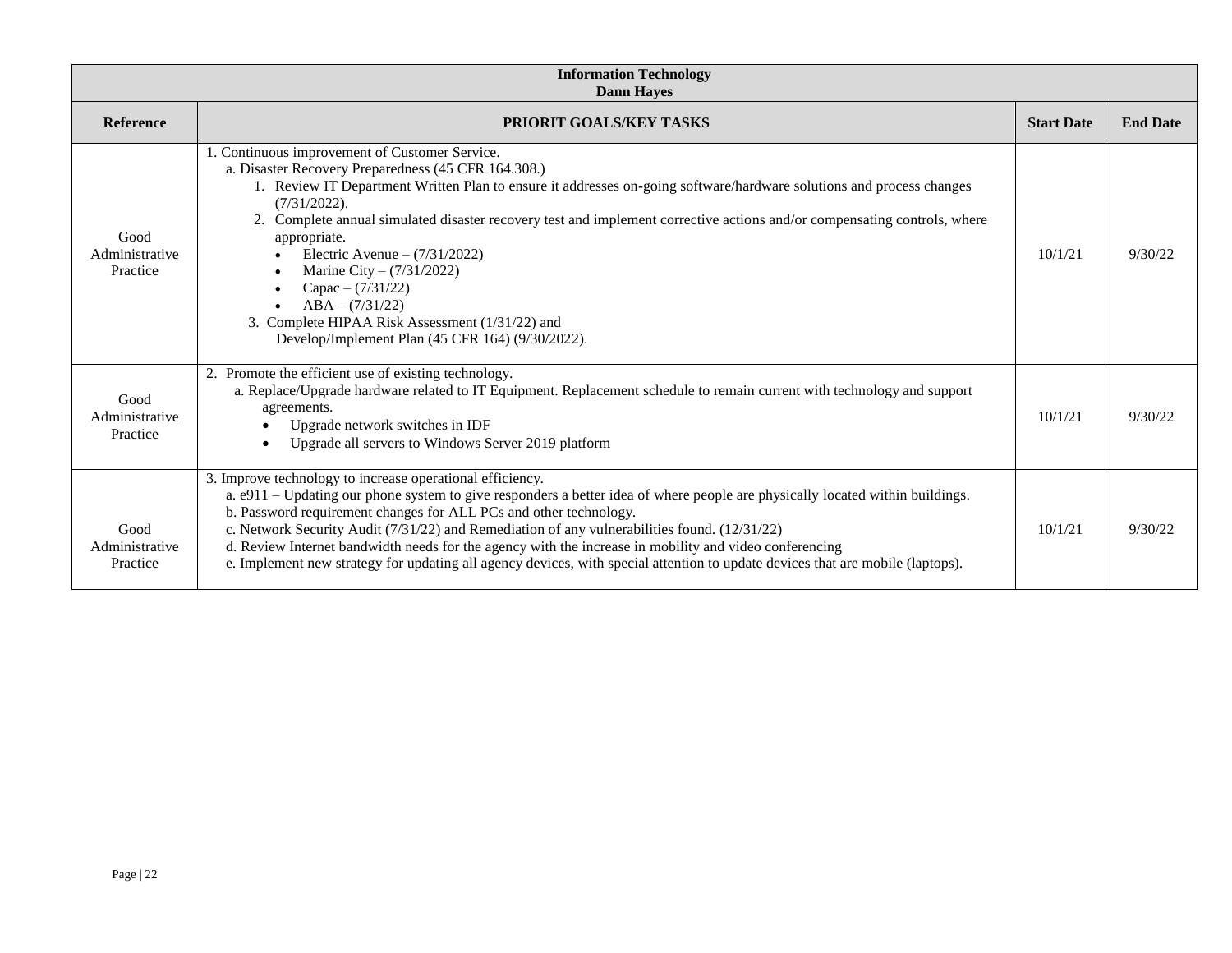| Information Technology<br>Dann Hayes | | | |
|---|---|---|---|
| **Reference** | **PRIORIT GOALS/KEY TASKS** | **Start Date** | **End Date** |
| Good Administrative Practice | 1. Continuous improvement of Customer Service.<br>a. Disaster Recovery Preparedness (45 CFR 164.308.)<br>1. Review IT Department Written Plan to ensure it addresses on-going software/hardware solutions and process changes (7/31/2022).<br>2. Complete annual simulated disaster recovery test and implement corrective actions and/or compensating controls, where appropriate.<br>• Electric Avenue – (7/31/2022)<br>• Marine City – (7/31/2022)<br>• Capac – (7/31/22)<br>• ABA – (7/31/22)<br>3. Complete HIPAA Risk Assessment (1/31/22) and Develop/Implement Plan (45 CFR 164) (9/30/2022). | 10/1/21 | 9/30/22 |
| Good Administrative Practice | 2. Promote the efficient use of existing technology.<br>a. Replace/Upgrade hardware related to IT Equipment. Replacement schedule to remain current with technology and support agreements.<br>• Upgrade network switches in IDF<br>• Upgrade all servers to Windows Server 2019 platform | 10/1/21 | 9/30/22 |
| Good Administrative Practice | 3. Improve technology to increase operational efficiency.<br>a. e911 – Updating our phone system to give responders a better idea of where people are physically located within buildings.<br>b. Password requirement changes for ALL PCs and other technology.<br>c. Network Security Audit (7/31/22) and Remediation of any vulnerabilities found. (12/31/22)<br>d. Review Internet bandwidth needs for the agency with the increase in mobility and video conferencing<br>e. Implement new strategy for updating all agency devices, with special attention to update devices that are mobile (laptops). | 10/1/21 | 9/30/22 |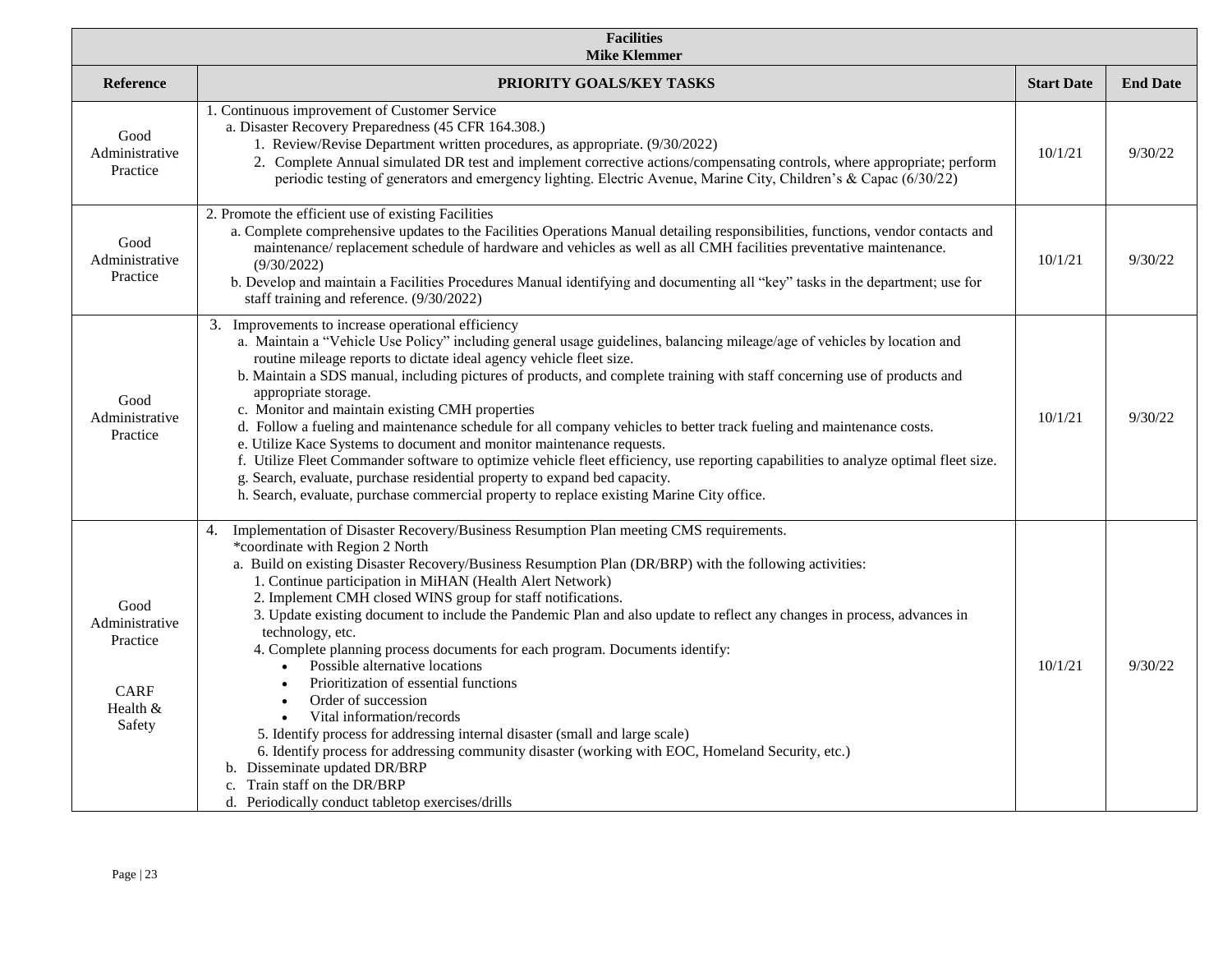| Facilities<br>Mike Klemmer | | | |
|---|---|---|---|
| **Reference** | **PRIORITY GOALS/KEY TASKS** | **Start Date** | **End Date** |
| Good Administrative Practice | 1. Continuous improvement of Customer Service<br>a. Disaster Recovery Preparedness (45 CFR 164.308.)<br>1. Review/Revise Department written procedures, as appropriate. (9/30/2022)<br>2. Complete Annual simulated DR test and implement corrective actions/compensating controls, where appropriate; perform periodic testing of generators and emergency lighting. Electric Avenue, Marine City, Children's & Capac (6/30/22) | 10/1/21 | 9/30/22 |
| Good Administrative Practice | 2. Promote the efficient use of existing Facilities<br>a. Complete comprehensive updates to the Facilities Operations Manual detailing responsibilities, functions, vendor contacts and maintenance/ replacement schedule of hardware and vehicles as well as all CMH facilities preventative maintenance. (9/30/2022)<br>b. Develop and maintain a Facilities Procedures Manual identifying and documenting all "key" tasks in the department; use for staff training and reference. (9/30/2022) | 10/1/21 | 9/30/22 |
| Good Administrative Practice | 3. Improvements to increase operational efficiency<br>a. Maintain a "Vehicle Use Policy" including general usage guidelines, balancing mileage/age of vehicles by location and routine mileage reports to dictate ideal agency vehicle fleet size.<br>b. Maintain a SDS manual, including pictures of products, and complete training with staff concerning use of products and appropriate storage.<br>c. Monitor and maintain existing CMH properties<br>d. Follow a fueling and maintenance schedule for all company vehicles to better track fueling and maintenance costs.<br>e. Utilize Kace Systems to document and monitor maintenance requests.<br>f. Utilize Fleet Commander software to optimize vehicle fleet efficiency, use reporting capabilities to analyze optimal fleet size.<br>g. Search, evaluate, purchase residential property to expand bed capacity.<br>h. Search, evaluate, purchase commercial property to replace existing Marine City office. | 10/1/21 | 9/30/22 |
| Good Administrative Practice<br><br>CARF Health & Safety | 4. Implementation of Disaster Recovery/Business Resumption Plan meeting CMS requirements.<br>*coordinate with Region 2 North<br>a. Build on existing Disaster Recovery/Business Resumption Plan (DR/BRP) with the following activities:<br>1. Continue participation in MiHAN (Health Alert Network)<br>2. Implement CMH closed WINS group for staff notifications.<br>3. Update existing document to include the Pandemic Plan and also update to reflect any changes in process, advances in technology, etc.<br>4. Complete planning process documents for each program. Documents identify:<br>• Possible alternative locations<br>• Prioritization of essential functions<br>• Order of succession<br>• Vital information/records<br>5. Identify process for addressing internal disaster (small and large scale)<br>6. Identify process for addressing community disaster (working with EOC, Homeland Security, etc.)<br>b. Disseminate updated DR/BRP<br>c. Train staff on the DR/BRP<br>d. Periodically conduct tabletop exercises/drills | 10/1/21 | 9/30/22 |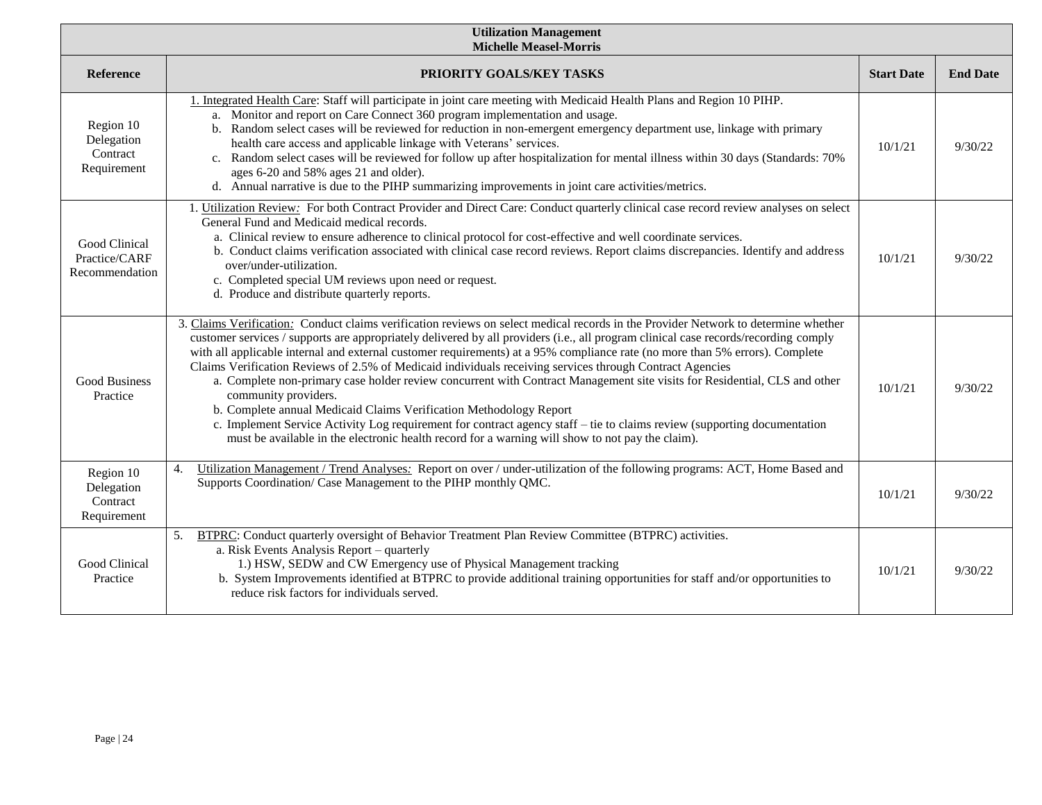| Utilization Management<br>Michelle Measel-Morris | | | |
|---|---|---|---|
| **Reference** | **PRIORITY GOALS/KEY TASKS** | **Start Date** | **End Date** |
| Region 10 Delegation Contract Requirement | 1. Integrated Health Care: Staff will participate in joint care meeting with Medicaid Health Plans and Region 10 PIHP.<br>a. Monitor and report on Care Connect 360 program implementation and usage.<br>b. Random select cases will be reviewed for reduction in non-emergent emergency department use, linkage with primary health care access and applicable linkage with Veterans' services.<br>c. Random select cases will be reviewed for follow up after hospitalization for mental illness within 30 days (Standards: 70% ages 6-20 and 58% ages 21 and older).<br>d. Annual narrative is due to the PIHP summarizing improvements in joint care activities/metrics. | 10/1/21 | 9/30/22 |
| Good Clinical Practice/CARF Recommendation | 1. Utilization Review: For both Contract Provider and Direct Care: Conduct quarterly clinical case record review analyses on select General Fund and Medicaid medical records.<br>a. Clinical review to ensure adherence to clinical protocol for cost-effective and well coordinate services.<br>b. Conduct claims verification associated with clinical case record reviews. Report claims discrepancies. Identify and address over/under-utilization.<br>c. Completed special UM reviews upon need or request.<br>d. Produce and distribute quarterly reports. | 10/1/21 | 9/30/22 |
| Good Business Practice | 3. Claims Verification: Conduct claims verification reviews on select medical records in the Provider Network to determine whether customer services / supports are appropriately delivered by all providers (i.e., all program clinical case records/recording comply with all applicable internal and external customer requirements) at a 95% compliance rate (no more than 5% errors). Complete Claims Verification Reviews of 2.5% of Medicaid individuals receiving services through Contract Agencies<br>a. Complete non-primary case holder review concurrent with Contract Management site visits for Residential, CLS and other community providers.<br>b. Complete annual Medicaid Claims Verification Methodology Report<br>c. Implement Service Activity Log requirement for contract agency staff – tie to claims review (supporting documentation must be available in the electronic health record for a warning will show to not pay the claim). | 10/1/21 | 9/30/22 |
| Region 10 Delegation Contract Requirement | 4. Utilization Management / Trend Analyses: Report on over / under-utilization of the following programs: ACT, Home Based and Supports Coordination/ Case Management to the PIHP monthly QMC. | 10/1/21 | 9/30/22 |
| Good Clinical Practice | 5. BTPRC: Conduct quarterly oversight of Behavior Treatment Plan Review Committee (BTPRC) activities.<br>a. Risk Events Analysis Report – quarterly<br>1.) HSW, SEDW and CW Emergency use of Physical Management tracking<br>b. System Improvements identified at BTPRC to provide additional training opportunities for staff and/or opportunities to reduce risk factors for individuals served. | 10/1/21 | 9/30/22 |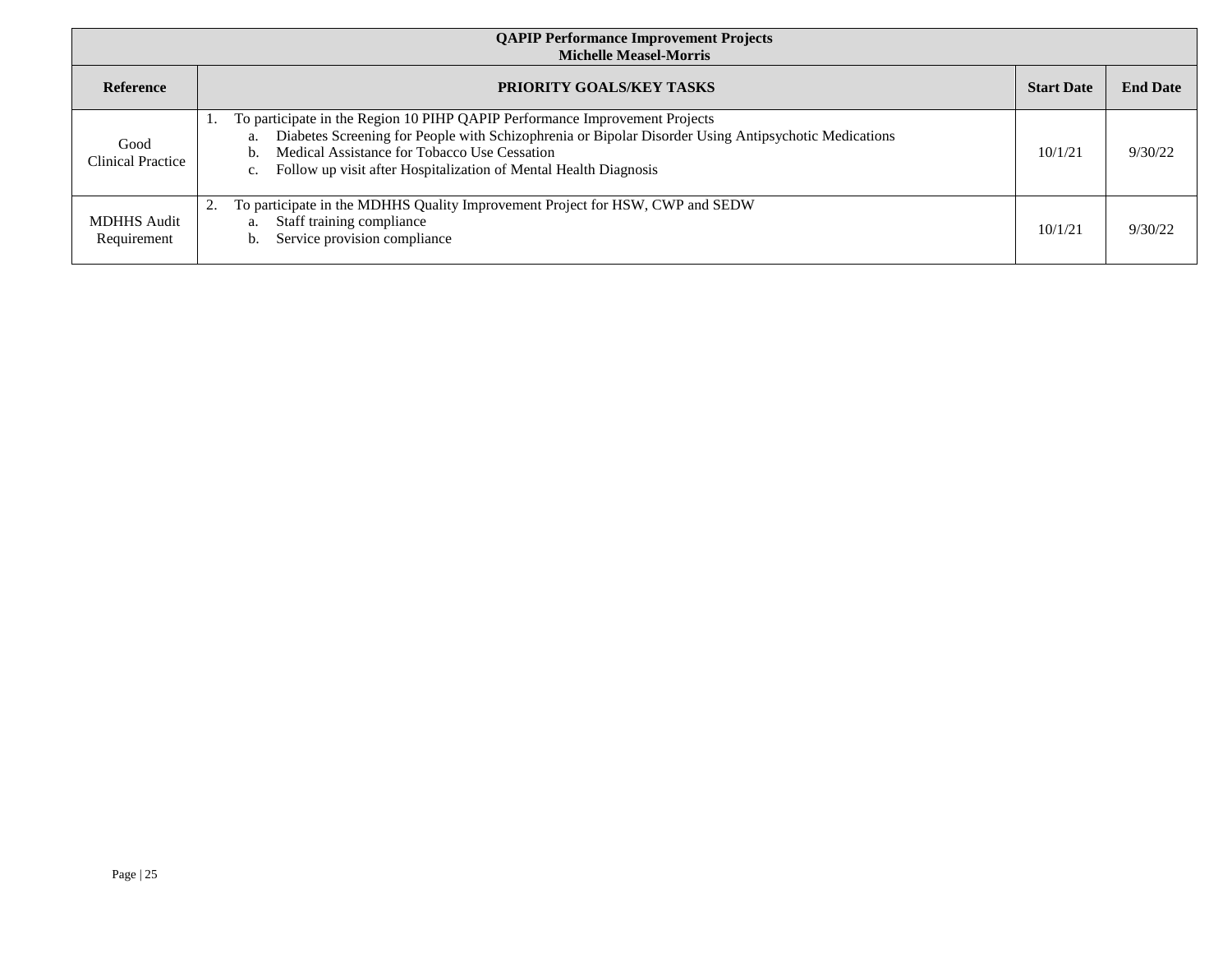| QAPIP Performance Improvement Projects<br>Michelle Measel-Morris | | | |
|---|---|---|---|
| **Reference** | **PRIORITY GOALS/KEY TASKS** | **Start Date** | **End Date** |
| Good Clinical Practice | 1. To participate in the Region 10 PIHP QAPIP Performance Improvement Projects<br>a. Diabetes Screening for People with Schizophrenia or Bipolar Disorder Using Antipsychotic Medications<br>b. Medical Assistance for Tobacco Use Cessation<br>c. Follow up visit after Hospitalization of Mental Health Diagnosis | 10/1/21 | 9/30/22 |
| MDHHS Audit Requirement | 2. To participate in the MDHHS Quality Improvement Project for HSW, CWP and SEDW<br>a. Staff training compliance<br>b. Service provision compliance | 10/1/21 | 9/30/22 |